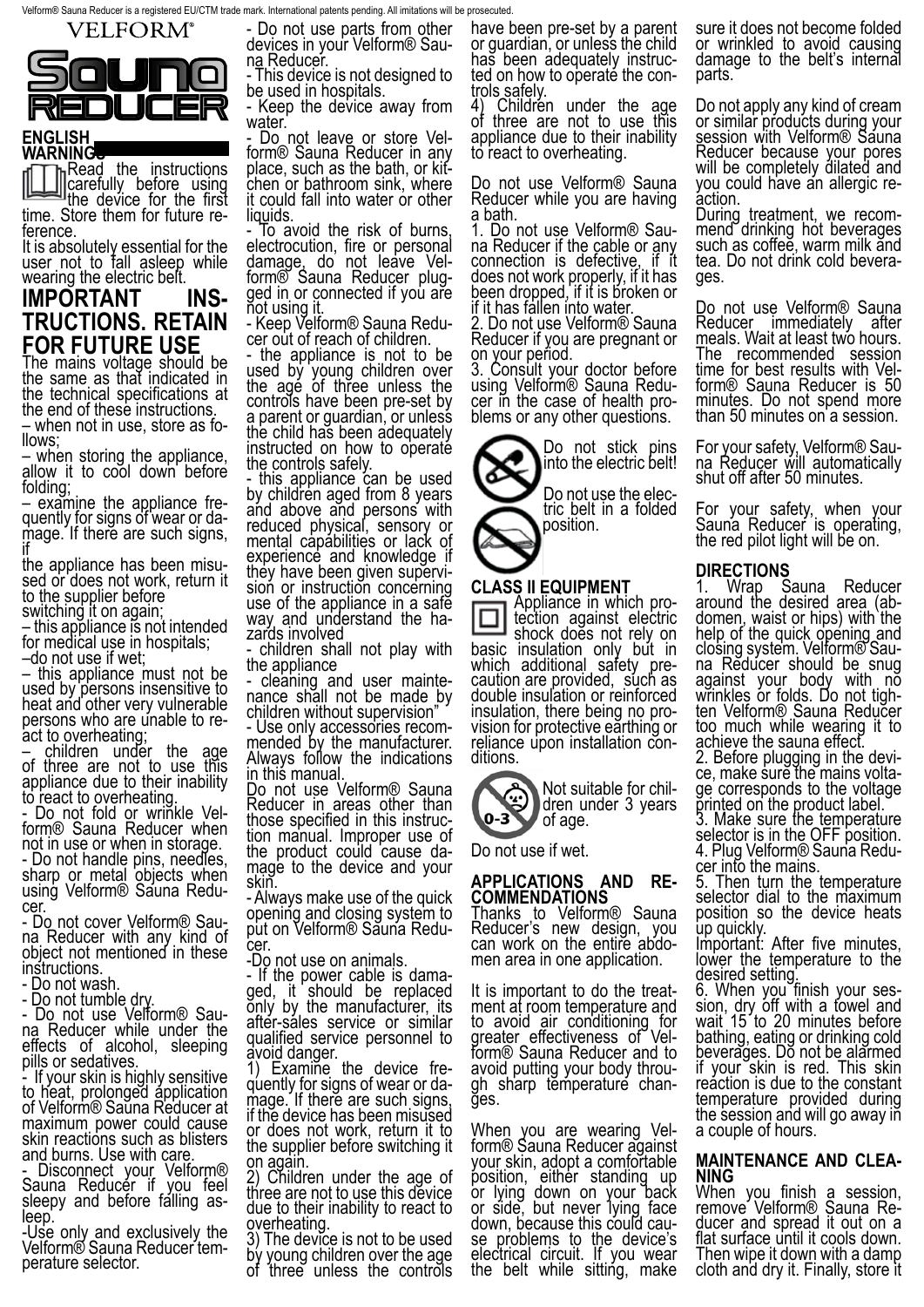Velform® Sauna Reducer is a registered EU/CTM trade mark. International patents pending. All imitations will be prosecuted.

VELFORM®

# Sauna Reducer

## ENGLISH

**WARNINGS**

Read the instructions carefully before using the device for the first time. Store them for future reference.

It is absolutely essential for the user not to fall asleep while wearing the electric belt.

## IMPORTANT INSTRUCTIONS. RETAIN FOR FUTURE USE

The mains voltage should be the same as that indicated in the technical specifications at the end of these instructions.

– when not in use, store as follows;

– when storing the appliance, allow it to cool down before folding;

– examine the appliance frequently for signs of wear or damage. If there are such signs, if

the appliance has been misused or does not work, return it to the supplier before switching it on again;

– this appliance is not intended for medical use in hospitals;

–do not use if wet;

– this appliance must not be used by persons insensitive to heat and other very vulnerable persons who are unable to react to overheating;

– children under the age of three are not to use this appliance due to their inability to react to overheating.

- Do not fold or wrinkle Velform® Sauna Reducer when not in use or when in storage.

- Do not handle pins, needles, sharp or metal objects when using Velform® Sauna Reducer.

- Do not cover Velform® Sauna Reducer with any kind of object not mentioned in these instructions.

- Do not wash.

- Do not tumble dry.

- Do not use Velform® Sauna Reducer while under the effects of alcohol, sleeping pills or sedatives.

- If your skin is highly sensitive to heat, prolonged application of Velform® Sauna Reducer at maximum power could cause skin reactions such as blisters and burns. Use with care.

- Disconnect your Velform® Sauna Reducer if you feel sleepy and before falling asleep.

-Use only and exclusively the Velform® Sauna Reducer temperature selector.

- Do not use parts from other devices in your Velform® Sauna Reducer.

- This device is not designed to be used in hospitals.

- Keep the device away from water.

- Do not leave or store Velform® Sauna Reducer in any place, such as the bath, or kitchen or bathroom sink, where it could fall into water or other liquids.

- To avoid the risk of burns, electrocution, fire or personal damage, do not leave Velform® Sauna Reducer plugged in or connected if you are not using it.

- Keep Velform® Sauna Reducer out of reach of children.

- the appliance is not to be used by young children over the age of three unless the controls have been pre-set by a parent or guardian, or unless the child has been adequately instructed on how to operate the controls safely.

- this appliance can be used by children aged from 8 years and above and persons with reduced physical, sensory or mental capabilities or lack of experience and knowledge if they have been given supervision or instruction concerning use of the appliance in a safe way and understand the hazards involved

- children shall not play with the appliance

- cleaning and user maintenance shall not be made by children without supervision"

- Use only accessories recommended by the manufacturer. Always follow the indications in this manual.

Do not use Velform® Sauna Reducer in areas other than those specified in this instruction manual. Improper use of the product could cause damage to the device and your skin.

- Always make use of the quick opening and closing system to put on Velform® Sauna Reducer.

-Do not use on animals.

- If the power cable is damaged, it should be replaced only by the manufacturer, its after-sales service or similar qualified service personnel to avoid danger.

1) Examine the device frequently for signs of wear or damage. If there are such signs, if the device has been misused or does not work, return it to the supplier before switching it on again.

2) Children under the age of three are not to use this device due to their inability to react to overheating.

3) The device is not to be used by young children over the age of three unless the controls have been pre-set by a parent or guardian, or unless the child has been adequately instructed on how to operate the controls safely.

4) Children under the age of three are not to use this appliance due to their inability to react to overheating.

Do not use Velform® Sauna Reducer while you are having a bath.

1. Do not use Velform® Sauna Reducer if the cable or any connection is defective, if it does not work properly, if it has been dropped, if it is broken or if it has fallen into water.

2. Do not use Velform® Sauna Reducer if you are pregnant or on your period.

3. Consult your doctor before using Velform® Sauna Reducer in the case of health problems or any other questions.

Do not stick pins into the electric belt!

Do not use the electric belt in a folded position.

### CLASS II EQUIPMENT

Appliance in which protection against electric shock does not rely on basic insulation only but in which additional safety precaution are provided, such as double insulation or reinforced insulation, there being no provision for protective earthing or reliance upon installation conditions.

Not suitable for children under 3 years of age.

Do not use if wet.

### APPLICATIONS AND RECOMMENDATIONS

Thanks to Velform® Sauna Reducer's new design, you can work on the entire abdomen area in one application.

It is important to do the treatment at room temperature and to avoid air conditioning for greater effectiveness of Velform® Sauna Reducer and to avoid putting your body through sharp temperature changes.

When you are wearing Velform® Sauna Reducer against your skin, adopt a comfortable position, either standing up or lying down on your back or side, but never lying face down, because this could cause problems to the device's electrical circuit. If you wear the belt while sitting, make sure it does not become folded or wrinkled to avoid causing damage to the belt's internal parts.

Do not apply any kind of cream or similar products during your session with Velform® Sauna Reducer because your pores will be completely dilated and you could have an allergic reaction.

During treatment, we recommend drinking hot beverages such as coffee, warm milk and tea. Do not drink cold beverages.

Do not use Velform® Sauna Reducer immediately after meals. Wait at least two hours. The recommended session time for best results with Velform® Sauna Reducer is 50 minutes. Do not spend more than 50 minutes on a session.

For your safety, Velform® Sauna Reducer will automatically shut off after 50 minutes.

For your safety, when your Sauna Reducer is operating, the red pilot light will be on.

### DIRECTIONS

1. Wrap Sauna Reducer around the desired area (abdomen, waist or hips) with the help of the quick opening and closing system. Velform® Sauna Reducer should be snug against your body with no wrinkles or folds. Do not tighten Velform® Sauna Reducer too much while wearing it to achieve the sauna effect.
2. Before plugging in the device, make sure the mains voltage corresponds to the voltage printed on the product label.
3. Make sure the temperature selector is in the OFF position.
4. Plug Velform® Sauna Reducer into the mains.
5. Then turn the temperature selector dial to the maximum position so the device heats up quickly.

Important: After five minutes, lower the temperature to the desired setting.

6. When you finish your session, dry off with a towel and wait 15 to 20 minutes before bathing, eating or drinking cold beverages. Do not be alarmed if your skin is red. This skin reaction is due to the constant temperature provided during the session and will go away in a couple of hours.

### MAINTENANCE AND CLEANING

When you finish a session, remove Velform® Sauna Reducer and spread it out on a flat surface until it cools down. Then wipe it down with a damp cloth and dry it. Finally, store it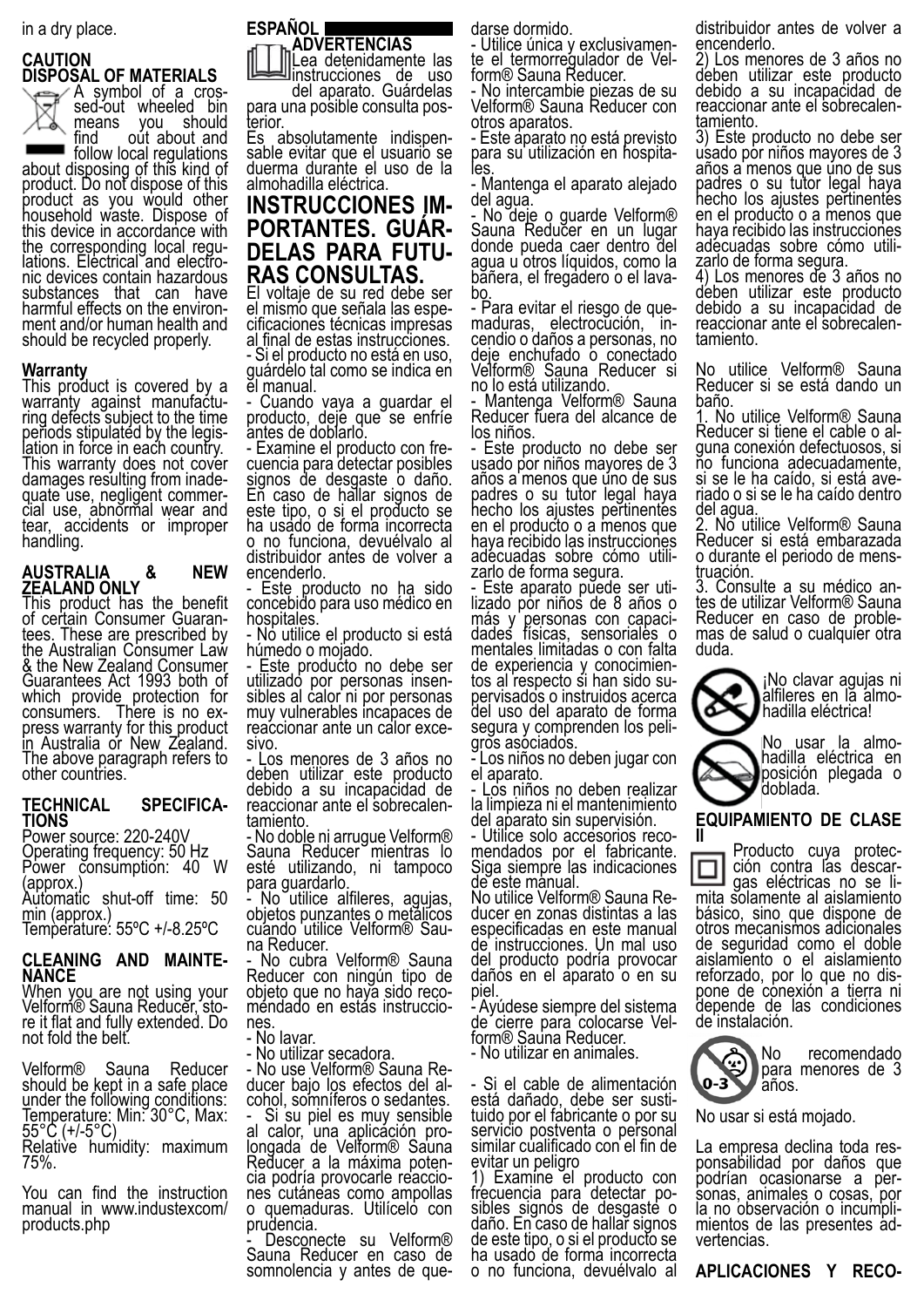in a dry place.

**CAUTION**
**DISPOSAL OF MATERIALS**

A symbol of a crossed-out wheeled bin means you should find out about and follow local regulations about disposing of this kind of product. Do not dispose of this product as you would other household waste. Dispose of this device in accordance with the corresponding local regulations. Electrical and electronic devices contain hazardous substances that can have harmful effects on the environment and/or human health and should be recycled properly.

**Warranty**
This product is covered by a warranty against manufacturing defects subject to the time periods stipulated by the legislation in force in each country. This warranty does not cover damages resulting from inadequate use, negligent commercial use, abnormal wear and tear, accidents or improper handling.

**AUSTRALIA & NEW ZEALAND ONLY**
This product has the benefit of certain Consumer Guarantees. These are prescribed by the Australian Consumer Law & the New Zealand Consumer Guarantees Act 1993 both of which provide protection for consumers. There is no express warranty for this product in Australia or New Zealand. The above paragraph refers to other countries.

**TECHNICAL SPECIFICATIONS**
Power source: 220-240V
Operating frequency: 50 Hz
Power consumption: 40 W (approx.)
Automatic shut-off time: 50 min (approx.)
Temperature: 55ºC +/-8.25ºC

**CLEANING AND MAINTENANCE**
When you are not using your Velform® Sauna Reducer, store it flat and fully extended. Do not fold the belt.

Velform® Sauna Reducer should be kept in a safe place under the following conditions:
Temperature: Min: 30°C, Max: 55°C (+/-5°C)
Relative humidity: maximum 75%.

You can find the instruction manual in www.industexcom/products.php

## ESPAÑOL

**ADVERTENCIAS**

Lea detenidamente las instrucciones de uso del aparato. Guárdelas para una posible consulta posterior.
Es absolutamente indispensable evitar que el usuario se duerma durante el uso de la almohadilla eléctrica.

## INSTRUCCIONES IMPORTANTES. GUÁRDELAS PARA FUTURAS CONSULTAS.

El voltaje de su red debe ser el mismo que señala las especificaciones técnicas impresas al final de estas instrucciones.
- Si el producto no está en uso, guárdelo tal como se indica en el manual.
- Cuando vaya a guardar el producto, deje que se enfríe antes de doblarlo.
- Examine el producto con frecuencia para detectar posibles signos de desgaste o daño. En caso de hallar signos de este tipo, o si el producto se ha usado de forma incorrecta o no funciona, devuélvalo al distribuidor antes de volver a encenderlo.
- Este producto no ha sido concebido para uso médico en hospitales.
- No utilice el producto si está húmedo o mojado.
- Este producto no debe ser utilizado por personas insensibles al calor ni por personas muy vulnerables incapaces de reaccionar ante un calor excesivo.
- Los menores de 3 años no deben utilizar este producto debido a su incapacidad de reaccionar ante el sobrecalentamiento.
- No doble ni arrugue Velform® Sauna Reducer mientras lo esté utilizando, ni tampoco para guardarlo.
- No utilice alfileres, agujas, objetos punzantes o metálicos cuando utilice Velform® Sauna Reducer.
- No cubra Velform® Sauna Reducer con ningún tipo de objeto que no haya sido recomendado en estas instrucciones.
- No lavar.
- No utilizar secadora.
- No use Velform® Sauna Reducer bajo los efectos del alcohol, somníferos o sedantes.
- Si su piel es muy sensible al calor, una aplicación prolongada de Velform® Sauna Reducer a la máxima potencia podría provocarle reacciones cutáneas como ampollas o quemaduras. Utilícelo con prudencia.
- Desconecte su Velform® Sauna Reducer en caso de somnolencia y antes de quedarse dormido.
- Utilice única y exclusivamente el termorregulador de Velform® Sauna Reducer.
- No intercambie piezas de su Velform® Sauna Reducer con otros aparatos.
- Este aparato no está previsto para su utilización en hospitales.
- Mantenga el aparato alejado del agua.
- No deje o guarde Velform® Sauna Reducer en un lugar donde pueda caer dentro del agua u otros líquidos, como la bañera, el fregadero o el lavabo.
- Para evitar el riesgo de quemaduras, electrocución, incendio o daños a personas, no deje enchufado o conectado Velform® Sauna Reducer si no lo está utilizando.
- Mantenga Velform® Sauna Reducer fuera del alcance de los niños.
- Este producto no debe ser usado por niños mayores de 3 años a menos que uno de sus padres o su tutor legal haya hecho los ajustes pertinentes en el producto o a menos que haya recibido las instrucciones adecuadas sobre cómo utilizarlo de forma segura.
- Este aparato puede ser utilizado por niños de 8 años o más y personas con capacidades físicas, sensoriales o mentales limitadas o con falta de experiencia y conocimientos al respecto si han sido supervisados o instruidos acerca del uso del aparato de forma segura y comprenden los peligros asociados.
- Los niños no deben jugar con el aparato.
- Los niños no deben realizar la limpieza ni el mantenimiento del aparato sin supervisión.
- Utilice solo accesorios recomendados por el fabricante. Siga siempre las indicaciones de este manual.
No utilice Velform® Sauna Reducer en zonas distintas a las especificadas en este manual de instrucciones. Un mal uso del producto podría provocar daños en el aparato o en su piel.
- Ayúdese siempre del sistema de cierre para colocarse Velform® Sauna Reducer.
- No utilizar en animales.

- Si el cable de alimentación está dañado, debe ser sustituido por el fabricante o por su servicio postventa o personal similar cualificado con el fin de evitar un peligro
1) Examine el producto con frecuencia para detectar posibles signos de desgaste o daño. En caso de hallar signos de este tipo, o si el producto se ha usado de forma incorrecta o no funciona, devuélvalo al distribuidor antes de volver a encenderlo.
2) Los menores de 3 años no deben utilizar este producto debido a su incapacidad de reaccionar ante el sobrecalentamiento.
3) Este producto no debe ser usado por niños mayores de 3 años a menos que uno de sus padres o su tutor legal haya hecho los ajustes pertinentes en el producto o a menos que haya recibido las instrucciones adecuadas sobre cómo utilizarlo de forma segura.
4) Los menores de 3 años no deben utilizar este producto debido a su incapacidad de reaccionar ante el sobrecalentamiento.

No utilice Velform® Sauna Reducer si se está dando un baño.
1. No utilice Velform® Sauna Reducer si tiene el cable o alguna conexión defectuosos, si no funciona adecuadamente, si se le ha caído, si está averiado o si se le ha caído dentro del agua.
2. No utilice Velform® Sauna Reducer si está embarazada o durante el periodo de menstruación.
3. Consulte a su médico antes de utilizar Velform® Sauna Reducer en caso de problemas de salud o cualquier otra duda.

¡No clavar agujas ni alfileres en la almohadilla eléctrica!

No usar la almohadilla eléctrica en posición plegada o doblada.

**EQUIPAMIENTO DE CLASE II**

Producto cuya protección contra las descargas eléctricas no se limita solamente al aislamiento básico, sino que dispone de otros mecanismos adicionales de seguridad como el doble aislamiento o el aislamiento reforzado, por lo que no dispone de conexión a tierra ni depende de las condiciones de instalación.

No recomendado para menores de 3 años.

No usar si está mojado.

La empresa declina toda responsabilidad por daños que podrían ocasionarse a personas, animales o cosas, por la no observación o incumplimientos de las presentes advertencias.

**APLICACIONES Y RECO-**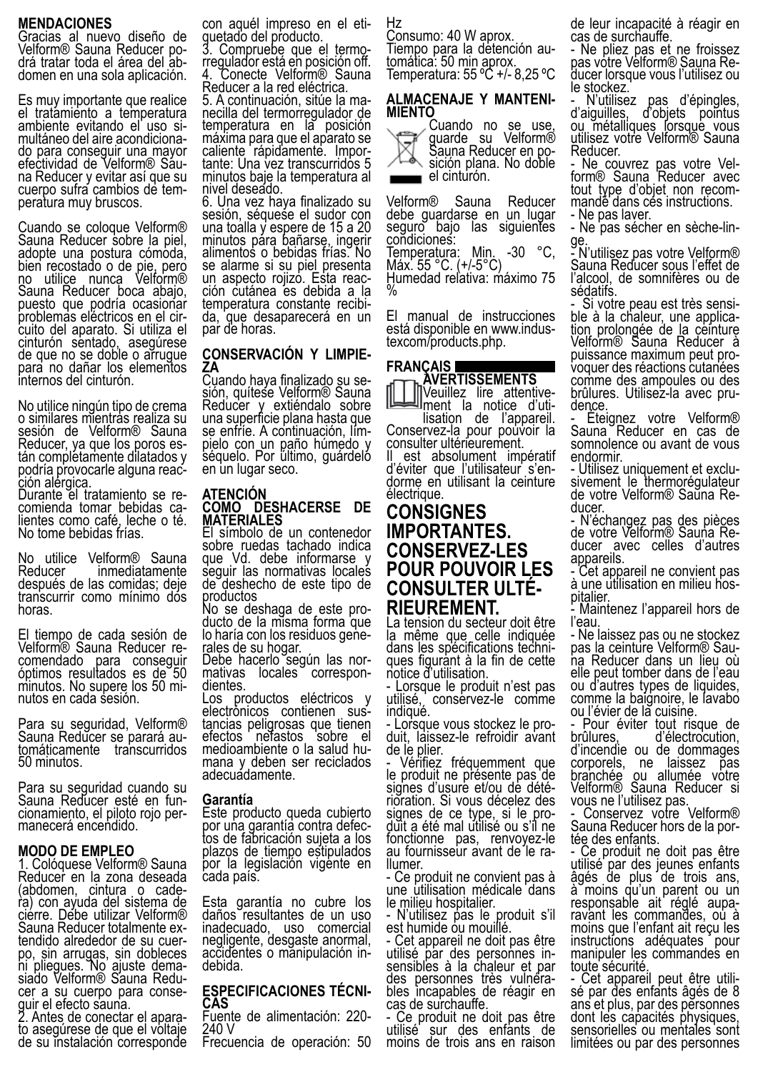## MENDACIONES

Gracias al nuevo diseño de Velform® Sauna Reducer podrá tratar toda el área del abdomen en una sola aplicación.

Es muy importante que realice el tratamiento a temperatura ambiente evitando el uso simultáneo del aire acondicionado para conseguir una mayor efectividad de Velform® Sauna Reducer y evitar así que su cuerpo sufra cambios de temperatura muy bruscos.

Cuando se coloque Velform® Sauna Reducer sobre la piel, adopte una postura cómoda, bien recostado o de pie, pero no utilice nunca Velform® Sauna Reducer boca abajo, puesto que podría ocasionar problemas eléctricos en el circuito del aparato. Si utiliza el cinturón sentado, asegúrese de que no se doble o arrugue para no dañar los elementos internos del cinturón.

No utilice ningún tipo de crema o similares mientras realiza su sesión de Velform® Sauna Reducer, ya que los poros están completamente dilatados y podría provocarle alguna reacción alérgica.
Durante el tratamiento se recomienda tomar bebidas calientes como café, leche o té. No tome bebidas frías.

No utilice Velform® Sauna Reducer inmediatamente después de las comidas; deje transcurrir como mínimo dos horas.

El tiempo de cada sesión de Velform® Sauna Reducer recomendado para conseguir óptimos resultados es de 50 minutos. No supere los 50 minutos en cada sesión.

Para su seguridad, Velform® Sauna Reducer se parará automáticamente transcurridos 50 minutos.

Para su seguridad cuando su Sauna Reducer esté en funcionamiento, el piloto rojo permanecerá encendido.

## MODO DE EMPLEO

1. Colóquese Velform® Sauna Reducer en la zona deseada (abdomen, cintura o cadera) con ayuda del sistema de cierre. Debe utilizar Velform® Sauna Reducer totalmente extendido alrededor de su cuerpo, sin arrugas, sin dobleces ni pliegues. No ajuste demasiado Velform® Sauna Reducer a su cuerpo para conseguir el efecto sauna.
2. Antes de conectar el aparato asegúrese de que el voltaje de su instalación corresponde con aquél impreso en el etiquetado del producto.
3. Compruebe que el termorregulador está en posición off.
4. Conecte Velform® Sauna Reducer a la red eléctrica.
5. A continuación, sitúe la manecilla del termorregulador de temperatura en la posición máxima para que el aparato se caliente rápidamente. Importante: Una vez transcurridos 5 minutos baje la temperatura al nivel deseado.
6. Una vez haya finalizado su sesión, séquese el sudor con una toalla y espere de 15 a 20 minutos para bañarse, ingerir alimentos o bebidas frías. No se alarme si su piel presenta un aspecto rojizo. Esta reacción cutánea es debida a la temperatura constante recibida, que desaparecerá en un par de horas.

## CONSERVACIÓN Y LIMPIEZA

Cuando haya finalizado su sesión, quítese Velform® Sauna Reducer y extiéndalo sobre una superficie plana hasta que se enfríe. A continuación, límpielo con un paño húmedo y séquelo. Por último, guárdelo en un lugar seco.

## ATENCIÓN
## COMO DESHACERSE DE MATERIALES

El símbolo de un contenedor sobre ruedas tachado indica que Vd. debe informarse y seguir las normativas locales de deshecho de este tipo de productos
No se deshaga de este producto de la misma forma que lo haría con los residuos generales de su hogar.
Debe hacerlo según las normativas locales correspondientes.
Los productos eléctricos y electrónicos contienen sustancias peligrosas que tienen efectos nefastos sobre el medioambiente o la salud humana y deben ser reciclados adecuadamente.

### Garantía

Este producto queda cubierto por una garantía contra defectos de fabricación sujeta a los plazos de tiempo estipulados por la legislación vigente en cada país.

Esta garantía no cubre los daños resultantes de un uso inadecuado, uso comercial negligente, desgaste anormal, accidentes o manipulación indebida.

## ESPECIFICACIONES TÉCNICAS

Fuente de alimentación: 220-240 V
Frecuencia de operación: 50 Hz
Consumo: 40 W aprox.
Tiempo para la detención automática: 50 min aprox.
Temperatura: 55 ºC +/- 8,25 ºC

## ALMACENAJE Y MANTENIMIENTO

Cuando no se use, guarde su Velform® Sauna Reducer en posición plana. No doble el cinturón.

Velform® Sauna Reducer debe guardarse en un lugar seguro bajo las siguientes condiciones:
Temperatura: Min. -30 °C, Máx. 55 °C. (+/-5°C)
Humedad relativa: máximo 75 %

El manual de instrucciones está disponible en www.industexcom/products.php.

# FRANÇAIS

## AVERTISSEMENTS

Veuillez lire attentivement la notice d'utilisation de l'appareil. Conservez-la pour pouvoir la consulter ultérieurement.
Il est absolument impératif d'éviter que l'utilisateur s'endorme en utilisant la ceinture électrique.

## CONSIGNES IMPORTANTES. CONSERVEZ-LES POUR POUVOIR LES CONSULTER ULTÉRIEUREMENT.

La tension du secteur doit être la même que celle indiquée dans les spécifications techniques figurant à la fin de cette notice d'utilisation.
- Lorsque le produit n'est pas utilisé, conservez-le comme indiqué.
- Lorsque vous stockez le produit, laissez-le refroidir avant de le plier.
- Vérifiez fréquemment que le produit ne présente pas de signes d'usure et/ou de détérioration. Si vous décelez des signes de ce type, si le produit a été mal utilisé ou s'il ne fonctionne pas, renvoyez-le au fournisseur avant de le rallumer.
- Ce produit ne convient pas à une utilisation médicale dans le milieu hospitalier.
- N'utilisez pas le produit s'il est humide ou mouillé.
- Cet appareil ne doit pas être utilisé par des personnes insensibles à la chaleur et par des personnes très vulnérables incapables de réagir en cas de surchauffe.
- Ce produit ne doit pas être utilisé sur des enfants de moins de trois ans en raison de leur incapacité à réagir en cas de surchauffe.
- Ne pliez pas et ne froissez pas votre Velform® Sauna Reducer lorsque vous l'utilisez ou le stockez.
- N'utilisez pas d'épingles, d'aiguilles, d'objets pointus ou métalliques lorsque vous utilisez votre Velform® Sauna Reducer.
- Ne couvrez pas votre Velform® Sauna Reducer avec tout type d'objet non recommandé dans ces instructions.
- Ne pas laver.
- Ne pas sécher en sèche-linge.
- N'utilisez pas votre Velform® Sauna Reducer sous l'effet de l'alcool, de somnifères ou de sédatifs.
- Si votre peau est très sensible à la chaleur, une application prolongée de la ceinture Velform® Sauna Reducer à puissance maximum peut provoquer des réactions cutanées comme des ampoules ou des brûlures. Utilisez-la avec prudence.
- Éteignez votre Velform® Sauna Reducer en cas de somnolence ou avant de vous endormir.
- Utilisez uniquement et exclusivement le thermorégulateur de votre Velform® Sauna Reducer.
- N'échangez pas des pièces de votre Velform® Sauna Reducer avec celles d'autres appareils.
- Cet appareil ne convient pas à une utilisation en milieu hospitalier.
- Maintenez l'appareil hors de l'eau.
- Ne laissez pas ou ne stockez pas la ceinture Velform® Sauna Reducer dans un lieu où elle peut tomber dans de l'eau ou d'autres types de liquides, comme la baignoire, le lavabo ou l'évier de la cuisine.
- Pour éviter tout risque de brûlures, d'électrocution, d'incendie ou de dommages corporels, ne laissez pas branchée ou allumée votre Velform® Sauna Reducer si vous ne l'utilisez pas.
- Conservez votre Velform® Sauna Reducer hors de la portée des enfants.
- Ce produit ne doit pas être utilisé par des jeunes enfants âgés de plus de trois ans, à moins qu'un parent ou un responsable ait réglé auparavant les commandes, ou à moins que l'enfant ait reçu les instructions adéquates pour manipuler les commandes en toute sécurité.
- Cet appareil peut être utilisé par des enfants âgés de 8 ans et plus, par des personnes dont les capacités physiques, sensorielles ou mentales sont limitées ou par des personnes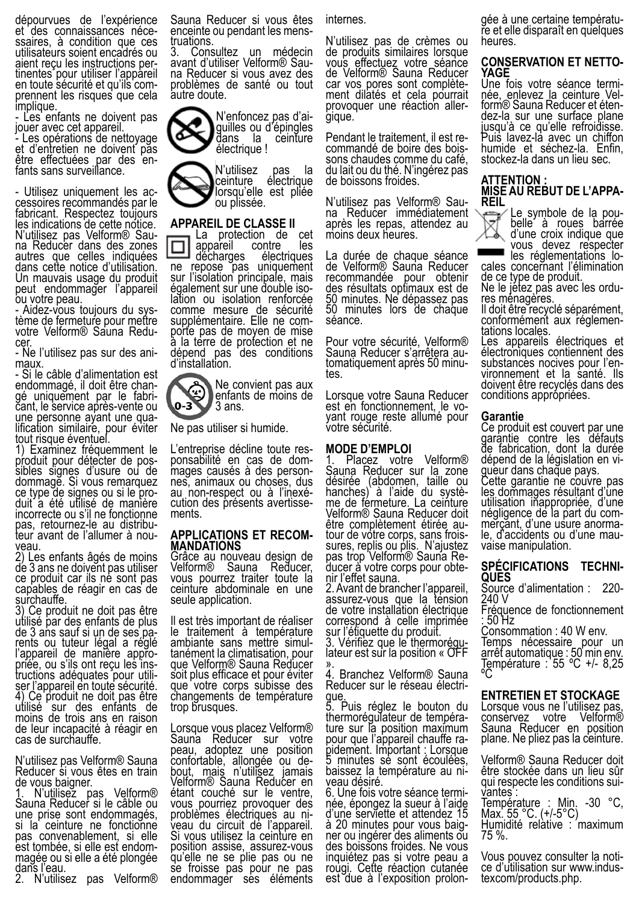dépourvues de l'expérience et des connaissances nécessaires, à condition que ces utilisateurs soient encadrés ou aient reçu les instructions pertinentes pour utiliser l'appareil en toute sécurité et qu'ils comprennent les risques que cela implique.

- Les enfants ne doivent pas jouer avec cet appareil.
- Les opérations de nettoyage et d'entretien ne doivent pas être effectuées par des enfants sans surveillance.

- Utilisez uniquement les accessoires recommandés par le fabricant. Respectez toujours les indications de cette notice. N'utilisez pas Velform® Sauna Reducer dans des zones autres que celles indiquées dans cette notice d'utilisation. Un mauvais usage du produit peut endommager l'appareil ou votre peau.
- Aidez-vous toujours du système de fermeture pour mettre votre Velform® Sauna Reducer.
- Ne l'utilisez pas sur des animaux.
- Si le câble d'alimentation est endommagé, il doit être changé uniquement par le fabricant, le service après-vente ou une personne ayant une qualification similaire, pour éviter tout risque éventuel.

1) Examinez fréquemment le produit pour détecter de possibles signes d'usure ou de dommage. Si vous remarquez ce type de signes ou si le produit a été utilisé de manière incorrecte ou s'il ne fonctionne pas, retournez-le au distributeur avant de l'allumer à nouveau.
2) Les enfants âgés de moins de 3 ans ne doivent pas utiliser ce produit car ils ne sont pas capables de réagir en cas de surchauffe.
3) Ce produit ne doit pas être utilisé par des enfants de plus de 3 ans sauf si un de ses parents ou tuteur légal a réglé l'appareil de manière appropriée, ou s'ils ont reçu les instructions adéquates pour utiliser l'appareil en toute sécurité.
4) Ce produit ne doit pas être utilisé sur des enfants de moins de trois ans en raison de leur incapacité à réagir en cas de surchauffe.

N'utilisez pas Velform® Sauna Reducer si vous êtes en train de vous baigner.

1. N'utilisez pas Velform® Sauna Reducer si le câble ou une prise sont endommagés, si la ceinture ne fonctionne pas convenablement, si elle est tombée, si elle est endommagée ou si elle a été plongée dans l'eau.
2. N'utilisez pas Velform® Sauna Reducer si vous êtes enceinte ou pendant les menstruations.
3. Consultez un médecin avant d'utiliser Velform® Sauna Reducer si vous avez des problèmes de santé ou tout autre doute.

N'enfoncez pas d'aiguilles ou d'épingles dans la ceinture électrique !

N'utilisez pas la ceinture électrique lorsqu'elle est pliée ou plissée.

## APPAREIL DE CLASSE II

La protection de cet appareil contre les décharges électriques ne repose pas uniquement sur l'isolation principale, mais également sur une double isolation ou isolation renforcée comme mesure de sécurité supplémentaire. Elle ne comporte pas de moyen de mise à la terre de protection et ne dépend pas des conditions d'installation.

Ne convient pas aux enfants de moins de 3 ans.

Ne pas utiliser si humide.

L'entreprise décline toute responsabilité en cas de dommages causés à des personnes, animaux ou choses, dus au non-respect ou à l'inexécution des présents avertissements.

## APPLICATIONS ET RECOMMANDATIONS

Grâce au nouveau design de Velform® Sauna Reducer, vous pourrez traiter toute la ceinture abdominale en une seule application.

Il est très important de réaliser le traitement à température ambiante sans mettre simultanément la climatisation, pour que Velform® Sauna Reducer soit plus efficace et pour éviter que votre corps subisse des changements de température trop brusques.

Lorsque vous placez Velform® Sauna Reducer sur votre peau, adoptez une position confortable, allongée ou debout, mais n'utilisez jamais Velform® Sauna Reducer en étant couché sur le ventre, vous pourriez provoquer des problèmes électriques au niveau du circuit de l'appareil. Si vous utilisez la ceinture en position assise, assurez-vous qu'elle ne se plie pas ou ne se froisse pas pour ne pas endommager ses éléments internes.

N'utilisez pas de crèmes ou de produits similaires lorsque vous effectuez votre séance de Velform® Sauna Reducer car vos pores sont complètement dilatés et cela pourrait provoquer une réaction allergique.

Pendant le traitement, il est recommandé de boire des boissons chaudes comme du café, du lait ou du thé. N'ingérez pas de boissons froides.

N'utilisez pas Velform® Sauna Reducer immédiatement après les repas, attendez au moins deux heures.

La durée de chaque séance de Velform® Sauna Reducer recommandée pour obtenir des résultats optimaux est de 50 minutes. Ne dépassez pas 50 minutes lors de chaque séance.

Pour votre sécurité, Velform® Sauna Reducer s'arrêtera automatiquement après 50 minutes.

Lorsque votre Sauna Reducer est en fonctionnement, le voyant rouge reste allumé pour votre sécurité.

## MODE D'EMPLOI

1. Placez votre Velform® Sauna Reducer sur la zone désirée (abdomen, taille ou hanches) à l'aide du système de fermeture. La ceinture Velform® Sauna Reducer doit être complètement étirée autour de votre corps, sans froissures, replis ou plis. N'ajustez pas trop Velform® Sauna Reducer à votre corps pour obtenir l'effet sauna.
2. Avant de brancher l'appareil, assurez-vous que la tension de votre installation électrique correspond à celle imprimée sur l'étiquette du produit.
3. Vérifiez que le thermorégulateur est sur la position « OFF ».
4. Branchez Velform® Sauna Reducer sur le réseau électrique.
5. Puis réglez le bouton du thermorégulateur de température sur la position maximum pour que l'appareil chauffe rapidement. Important : Lorsque 5 minutes se sont écoulées, baissez la température au niveau désiré.
6. Une fois votre séance terminée, épongez la sueur à l'aide d'une serviette et attendez 15 à 20 minutes pour vous baigner ou ingérer des aliments ou des boissons froides. Ne vous inquiétez pas si votre peau a rougi. Cette réaction cutanée est due à l'exposition prolongée à une certaine température et elle disparaît en quelques heures.

## CONSERVATION ET NETTOYAGE

Une fois votre séance terminée, enlevez la ceinture Velform® Sauna Reducer et étendez-la sur une surface plane jusqu'à ce qu'elle refroidisse. Puis lavez-la avec un chiffon humide et séchez-la. Enfin, stockez-la dans un lieu sec.

## ATTENTION : MISE AU REBUT DE L'APPAREIL

Le symbole de la poubelle à roues barrée d'une croix indique que vous devez respecter les réglementations locales concernant l'élimination de ce type de produit.
Ne le jetez pas avec les ordures ménagères.
Il doit être recyclé séparément, conformément aux réglementations locales.
Les appareils électriques et électroniques contiennent des substances nocives pour l'environnement et la santé. Ils doivent être recyclés dans des conditions appropriées.

## Garantie

Ce produit est couvert par une garantie contre les défauts de fabrication, dont la durée dépend de la législation en vigueur dans chaque pays.
Cette garantie ne couvre pas les dommages résultant d'une utilisation inappropriée, d'une négligence de la part du commerçant, d'une usure anormale, d'accidents ou d'une mauvaise manipulation.

## SPÉCIFICATIONS TECHNIQUES

Source d'alimentation : 220-240 V
Fréquence de fonctionnement : 50 Hz
Consommation : 40 W env.
Temps nécessaire pour un arrêt automatique : 50 min env.
Température : 55 ºC +/- 8,25 ºC

## ENTRETIEN ET STOCKAGE

Lorsque vous ne l'utilisez pas, conservez votre Velform® Sauna Reducer en position plane. Ne pliez pas la ceinture.

Velform® Sauna Reducer doit être stockée dans un lieu sûr qui respecte les conditions suivantes :
Température : Min. -30 °C, Max. 55 °C. (+/-5°C)
Humidité relative : maximum 75 %.

Vous pouvez consulter la notice d'utilisation sur www.industexcom/products.php.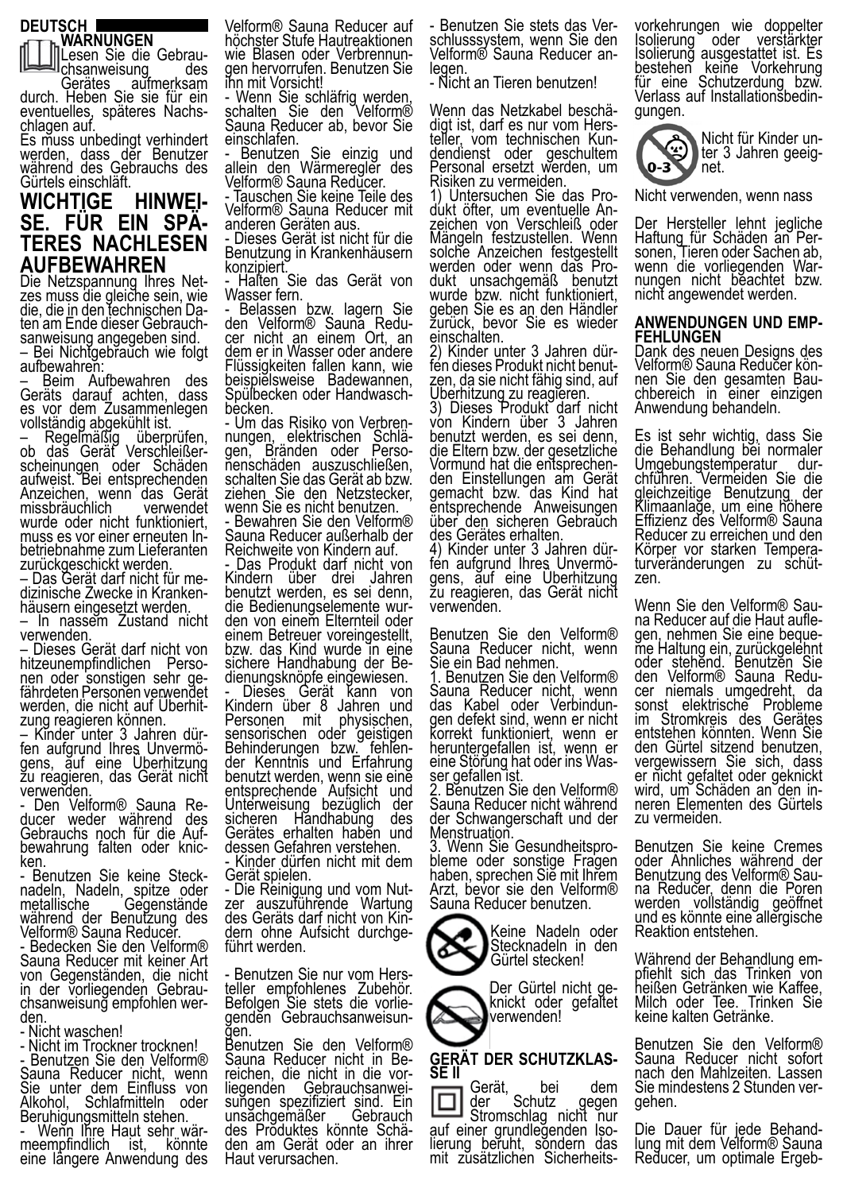**DEUTSCH**

**WARNUNGEN**

Lesen Sie die Gebrauchsanweisung des Gerätes aufmerksam durch. Heben Sie sie für ein eventuelles, späteres Nachschlagen auf.
Es muss unbedingt verhindert werden, dass der Benutzer während des Gebrauchs des Gürtels einschläft.

# WICHTIGE HINWEISE. FÜR EIN SPÄTERES NACHLESEN AUFBEWAHREN

Die Netzspannung Ihres Netzes muss die gleiche sein, wie die, die in den technischen Daten am Ende dieser Gebrauchsanweisung angegeben sind.
– Bei Nichtgebrauch wie folgt aufbewahren:
– Beim Aufbewahren des Geräts darauf achten, dass es vor dem Zusammenlegen vollständig abgekühlt ist.
– Regelmäßig überprüfen, ob das Gerät Verschleißerscheinungen oder Schäden aufweist. Bei entsprechenden Anzeichen, wenn das Gerät missbräuchlich verwendet wurde oder nicht funktioniert, muss es vor einer erneuten Inbetriebnahme zum Lieferanten zurückgeschickt werden.
– Das Gerät darf nicht für medizinische Zwecke in Krankenhäusern eingesetzt werden.
– In nassem Zustand nicht verwenden.
– Dieses Gerät darf nicht von hitzeunempfindlichen Personen oder sonstigen sehr gefährdeten Personen verwendet werden, die nicht auf Überhitzung reagieren können.
– Kinder unter 3 Jahren dürfen aufgrund Ihres Unvermögens, auf eine Überhitzung zu reagieren, das Gerät nicht verwenden.
- Den Velform® Sauna Reducer weder während des Gebrauchs noch für die Aufbewahrung falten oder knicken.
- Benutzen Sie keine Stecknadeln, Nadeln, spitze oder metallische Gegenstände während der Benutzung des Velform® Sauna Reducer.
- Bedecken Sie den Velform® Sauna Reducer mit keiner Art von Gegenständen, die nicht in der vorliegenden Gebrauchsanweisung empfohlen werden.
- Nicht waschen!
- Nicht im Trockner trocknen!
- Benutzen Sie den Velform® Sauna Reducer nicht, wenn Sie unter dem Einfluss von Alkohol, Schlafmitteln oder Beruhigungsmitteln stehen.
- Wenn Ihre Haut sehr wärmeempfindlich ist, könnte eine längere Anwendung des Velform® Sauna Reducer auf höchster Stufe Hautreaktionen wie Blasen oder Verbrennungen hervorrufen. Benutzen Sie ihn mit Vorsicht!
- Wenn Sie schläfrig werden, schalten Sie den Velform® Sauna Reducer ab, bevor Sie einschlafen.
- Benutzen Sie einzig und allein den Wärmeregler des Velform® Sauna Reducer.
- Tauschen Sie keine Teile des Velform® Sauna Reducer mit anderen Geräten aus.
- Dieses Gerät ist nicht für die Benutzung in Krankenhäusern konzipiert.
- Halten Sie das Gerät von Wasser fern.
- Belassen bzw. lagern Sie den Velform® Sauna Reducer nicht an einem Ort, an dem er in Wasser oder andere Flüssigkeiten fallen kann, wie beispielsweise Badewannen, Spülbecken oder Handwaschbecken.
- Um das Risiko von Verbrennungen, elektrischen Schlägen, Bränden oder Personenschäden auszuschließen, schalten Sie das Gerät ab bzw. ziehen Sie den Netzstecker, wenn Sie es nicht benutzen.
- Bewahren Sie den Velform® Sauna Reducer außerhalb der Reichweite von Kindern auf.
- Das Produkt darf nicht von Kindern über drei Jahren benutzt werden, es sei denn, die Bedienungselemente wurden von einem Elternteil oder einem Betreuer voreingestellt, bzw. das Kind wurde in eine sichere Handhabung der Bedienungsknöpfe eingewiesen.
- Dieses Gerät kann von Kindern über 8 Jahren und Personen mit physischen, sensorischen oder geistigen Behinderungen bzw. fehlender Kenntnis und Erfahrung benutzt werden, wenn sie eine entsprechende Aufsicht und Unterweisung bezüglich der sicheren Handhabung des Gerätes erhalten haben und dessen Gefahren verstehen.
- Kinder dürfen nicht mit dem Gerät spielen.
- Die Reinigung und vom Nutzer auszuführende Wartung des Geräts darf nicht von Kindern ohne Aufsicht durchgeführt werden.

- Benutzen Sie nur vom Hersteller empfohlenes Zubehör. Befolgen Sie stets die vorliegenden Gebrauchsanweisungen.
Benutzen Sie den Velform® Sauna Reducer nicht in Bereichen, die nicht in die vorliegenden Gebrauchsanweisungen spezifiziert sind. Ein unsachgemäßer Gebrauch des Produktes könnte Schäden am Gerät oder an ihrer Haut verursachen.
- Benutzen Sie stets das Verschlusssystem, wenn Sie den Velform® Sauna Reducer anlegen.
- Nicht an Tieren benutzen!

Wenn das Netzkabel beschädigt ist, darf es nur vom Hersteller, vom technischen Kundendienst oder geschultem Personal ersetzt werden, um Risiken zu vermeiden.
1) Untersuchen Sie das Produkt öfter, um eventuelle Anzeichen von Verschleiß oder Mängeln festzustellen. Wenn solche Anzeichen festgestellt werden oder wenn das Produkt unsachgemäß benutzt wurde bzw. nicht funktioniert, geben Sie es an den Händler zurück, bevor Sie es wieder einschalten.
2) Kinder unter 3 Jahren dürfen dieses Produkt nicht benutzen, da sie nicht fähig sind, auf Überhitzung zu reagieren.
3) Dieses Produkt darf nicht von Kindern über 3 Jahren benutzt werden, es sei denn, die Eltern bzw. der gesetzliche Vormund hat die entsprechenden Einstellungen am Gerät gemacht bzw. das Kind hat entsprechende Anweisungen über den sicheren Gebrauch des Gerätes erhalten.
4) Kinder unter 3 Jahren dürfen aufgrund Ihres Unvermögens, auf eine Überhitzung zu reagieren, das Gerät nicht verwenden.

Benutzen Sie den Velform® Sauna Reducer nicht, wenn Sie ein Bad nehmen.
1. Benutzen Sie den Velform® Sauna Reducer nicht, wenn das Kabel oder Verbindungen defekt sind, wenn er nicht korrekt funktioniert, wenn er heruntergefallen ist, wenn er eine Störung hat oder ins Wasser gefallen ist.
2. Benutzen Sie den Velform® Sauna Reducer nicht während der Schwangerschaft und der Menstruation.
3. Wenn Sie Gesundheitsprobleme oder sonstige Fragen haben, sprechen Sie mit Ihrem Arzt, bevor sie den Velform® Sauna Reducer benutzen.

Keine Nadeln oder Stecknadeln in den Gürtel stecken!

Der Gürtel nicht geknickt oder gefaltet verwenden!

**GERÄT DER SCHUTZKLASSE II**

Gerät, bei dem der Schutz gegen Stromschlag nicht nur auf einer grundlegenden Isolierung beruht, sondern das mit zusätzlichen Sicherheitsvorkehrungen wie doppelter Isolierung oder verstärkter Isolierung ausgestattet ist. Es bestehen keine Vorkehrung für eine Schutzerdung bzw. Verlass auf Installationsbedingungen.

Nicht für Kinder unter 3 Jahren geeignet.

Nicht verwenden, wenn nass

Der Hersteller lehnt jegliche Haftung für Schäden an Personen, Tieren oder Sachen ab, wenn die vorliegenden Warnungen nicht beachtet bzw. nicht angewendet werden.

**ANWENDUNGEN UND EMPFEHLUNGEN**

Dank des neuen Designs des Velform® Sauna Reducer können Sie den gesamten Bauchbereich in einer einzigen Anwendung behandeln.

Es ist sehr wichtig, dass Sie die Behandlung bei normaler Umgebungstemperatur durchführen. Vermeiden Sie die gleichzeitige Benutzung der Klimaanlage, um eine höhere Effizienz des Velform® Sauna Reducer zu erreichen und den Körper vor starken Temperaturveränderungen zu schützen.

Wenn Sie den Velform® Sauna Reducer auf die Haut auflegen, nehmen Sie eine bequeme Haltung ein, zurückgelehnt oder stehend. Benutzen Sie den Velform® Sauna Reducer niemals umgedreht, da sonst elektrische Probleme im Stromkreis des Gerätes entstehen könnten. Wenn Sie den Gürtel sitzend benutzen, vergewissern Sie sich, dass er nicht gefaltet oder geknickt wird, um Schäden an den inneren Elementen des Gürtels zu vermeiden.

Benutzen Sie keine Cremes oder Ähnliches während der Benutzung des Velform® Sauna Reducer, denn die Poren werden vollständig geöffnet und es könnte eine allergische Reaktion entstehen.

Während der Behandlung empfiehlt sich das Trinken von heißen Getränken wie Kaffee, Milch oder Tee. Trinken Sie keine kalten Getränke.

Benutzen Sie den Velform® Sauna Reducer nicht sofort nach den Mahlzeiten. Lassen Sie mindestens 2 Stunden vergehen.

Die Dauer für jede Behandlung mit dem Velform® Sauna Reducer, um optimale Ergeb-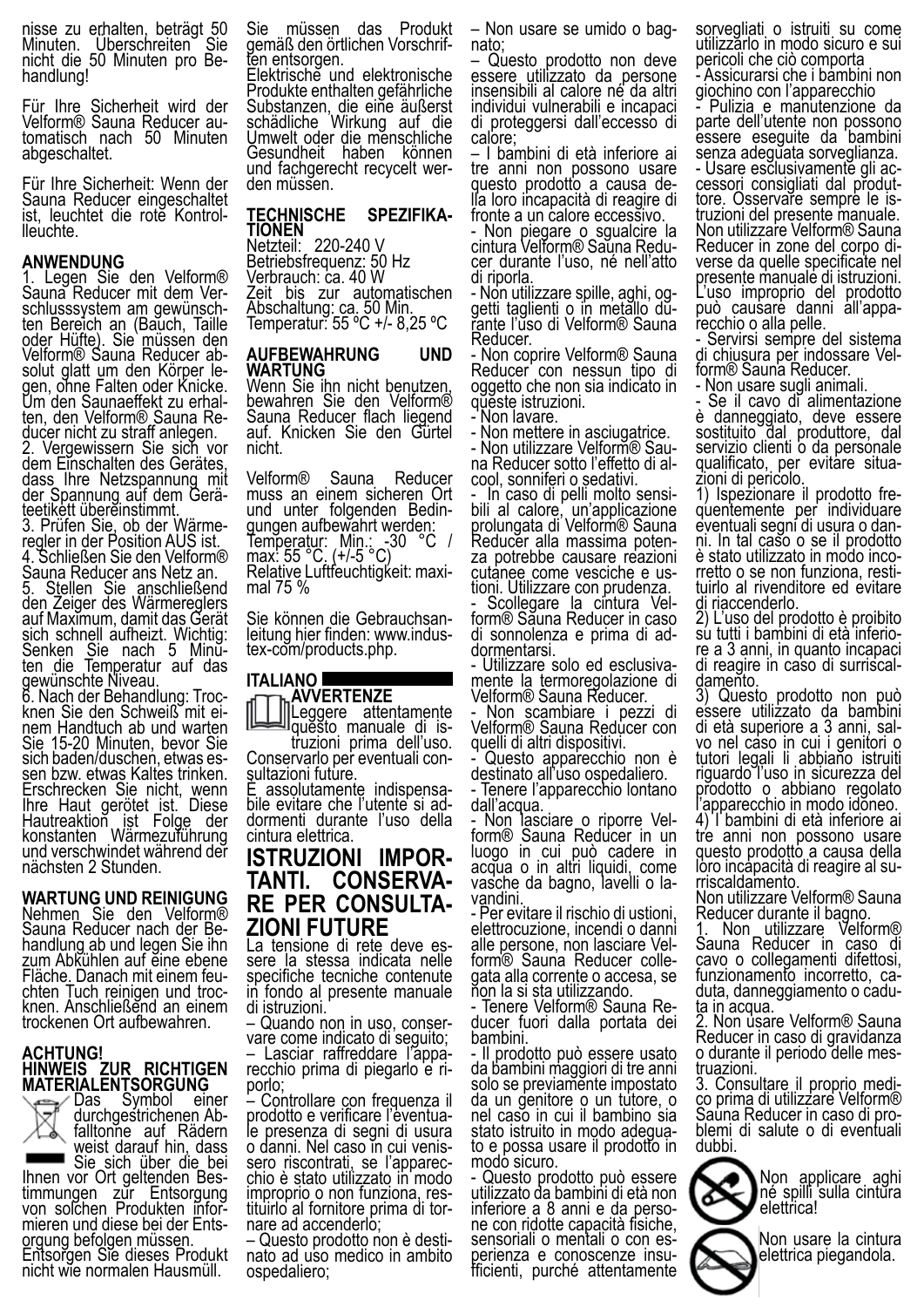nisse zu erhalten, beträgt 50 Minuten. Überschreiten Sie nicht die 50 Minuten pro Behandlung!

Für Ihre Sicherheit wird der Velform® Sauna Reducer automatisch nach 50 Minuten abgeschaltet.

Für Ihre Sicherheit: Wenn der Sauna Reducer eingeschaltet ist, leuchtet die rote Kontrollleuchte.

**ANWENDUNG**

1. Legen Sie den Velform® Sauna Reducer mit dem Verschlusssystem am gewünschten Bereich an (Bauch, Taille oder Hüfte). Sie müssen den Velform® Sauna Reducer absolut glatt um den Körper legen, ohne Falten oder Knicke. Um den Saunaeffekt zu erhalten, den Velform® Sauna Reducer nicht zu straff anlegen.
2. Vergewissern Sie sich vor dem Einschalten des Gerätes, dass Ihre Netzspannung mit der Spannung auf dem Geräteetikett übereinstimmt.
3. Prüfen Sie, ob der Wärmeregler in der Position AUS ist.
4. Schließen Sie den Velform® Sauna Reducer ans Netz an.
5. Stellen Sie anschließend den Zeiger des Wärmereglers auf Maximum, damit das Gerät sich schnell aufheizt. Wichtig: Senken Sie nach 5 Minuten die Temperatur auf das gewünschte Niveau.
6. Nach der Behandlung: Trocknen Sie den Schweiß mit einem Handtuch ab und warten Sie 15-20 Minuten, bevor Sie sich baden/duschen, etwas essen bzw. etwas Kaltes trinken. Erschrecken Sie nicht, wenn Ihre Haut gerötet ist. Diese Hautreaktion ist Folge der konstanten Wärmezuführung und verschwindet während der nächsten 2 Stunden.

**WARTUNG UND REINIGUNG**

Nehmen Sie den Velform® Sauna Reducer nach der Behandlung ab und legen Sie ihn zum Abkühlen auf eine ebene Fläche. Danach mit einem feuchten Tuch reinigen und trocknen. Anschließend an einem trockenen Ort aufbewahren.

**ACHTUNG!**
**HINWEIS ZUR RICHTIGEN MATERIALENTSORGUNG**

Das Symbol einer durchgestrichenen Abfalltonne auf Rädern weist darauf hin, dass Sie sich über die bei Ihnen vor Ort geltenden Bestimmungen zur Entsorgung von solchen Produkten informieren und diese bei der Entsorgung befolgen müssen.
Entsorgen Sie dieses Produkt nicht wie normalen Hausmüll. Sie müssen das Produkt gemäß den örtlichen Vorschriften entsorgen.
Elektrische und elektronische Produkte enthalten gefährliche Substanzen, die eine äußerst schädliche Wirkung auf die Umwelt oder die menschliche Gesundheit haben können und fachgerecht recycelt werden müssen.

**TECHNISCHE SPEZIFIKATIONEN**

Netzteil: 220-240 V
Betriebsfrequenz: 50 Hz
Verbrauch: ca. 40 W
Zeit bis zur automatischen Abschaltung: ca. 50 Min.
Temperatur: 55 ºC +/- 8,25 ºC

**AUFBEWAHRUNG UND WARTUNG**

Wenn Sie ihn nicht benutzen, bewahren Sie den Velform® Sauna Reducer flach liegend auf. Knicken Sie den Gürtel nicht.

Velform® Sauna Reducer muss an einem sicheren Ort und unter folgenden Bedingungen aufbewahrt werden:
Temperatur: Min.: -30 °C / max: 55 °C. (+/-5 °C)
Relative Luftfeuchtigkeit: maximal 75 %

Sie können die Gebrauchsanleitung hier finden: www.industex-com/products.php.

## ITALIANO

**AVVERTENZE**

Leggere attentamente questo manuale di istruzioni prima dell'uso. Conservarlo per eventuali consultazioni future.
È assolutamente indispensabile evitare che l'utente si addormenti durante l'uso della cintura elettrica.

## ISTRUZIONI IMPORTANTI. CONSERVARE PER CONSULTAZIONI FUTURE

La tensione di rete deve essere la stessa indicata nelle specifiche tecniche contenute in fondo al presente manuale di istruzioni.

– Quando non in uso, conservare come indicato di seguito;
– Lasciar raffreddare l'apparecchio prima di piegarlo e riporlo;
– Controllare con frequenza il prodotto e verificare l'eventuale presenza di segni di usura o danni. Nel caso in cui venissero riscontrati, se l'apparecchio è stato utilizzato in modo improprio o non funziona, restituirlo al fornitore prima di tornare ad accenderlo;
– Questo prodotto non è destinato ad uso medico in ambito ospedaliero;
– Non usare se umido o bagnato;
– Questo prodotto non deve essere utilizzato da persone insensibili al calore né da altri individui vulnerabili e incapaci di proteggersi dall'eccesso di calore;
– I bambini di età inferiore ai tre anni non possono usare questo prodotto a causa della loro incapacità di reagire di fronte a un calore eccessivo.
- Non piegare o sgualcire la cintura Velform® Sauna Reducer durante l'uso, né nell'atto di riporla.
- Non utilizzare spille, aghi, oggetti taglienti o in metallo durante l'uso di Velform® Sauna Reducer.
- Non coprire Velform® Sauna Reducer con nessun tipo di oggetto che non sia indicato in queste istruzioni.
- Non lavare.
- Non mettere in asciugatrice.
- Non utilizzare Velform® Sauna Reducer sotto l'effetto di alcool, sonniferi o sedativi.
- In caso di pelli molto sensibili al calore, un'applicazione prolungata di Velform® Sauna Reducer alla massima potenza potrebbe causare reazioni cutanee come vesciche e ustioni. Utilizzare con prudenza.
- Scollegare la cintura Velform® Sauna Reducer in caso di sonnolenza e prima di addormentarsi.
- Utilizzare solo ed esclusivamente la termoregolazione di Velform® Sauna Reducer.
- Non scambiare i pezzi di Velform® Sauna Reducer con quelli di altri dispositivi.
- Questo apparecchio non è destinato all'uso ospedaliero.
- Tenere l'apparecchio lontano dall'acqua.
- Non lasciare o riporre Velform® Sauna Reducer in un luogo in cui può cadere in acqua o in altri liquidi, come vasche da bagno, lavelli o lavandini.
- Per evitare il rischio di ustioni, elettrocuzione, incendi o danni alle persone, non lasciare Velform® Sauna Reducer collegata alla corrente o accesa, se non la si sta utilizzando.
- Tenere Velform® Sauna Reducer fuori dalla portata dei bambini.
- Il prodotto può essere usato da bambini maggiori di tre anni solo se previamente impostato da un genitore o un tutore, o nel caso in cui il bambino sia stato istruito in modo adeguato e possa usare il prodotto in modo sicuro.
- Questo prodotto può essere utilizzato da bambini di età non inferiore a 8 anni e da persone con ridotte capacità fisiche, sensoriali o mentali o con esperienza e conoscenze insufficienti, purché attentamente sorvegliati o istruiti su come utilizzarlo in modo sicuro e sui pericoli che ciò comporta
- Assicurarsi che i bambini non giochino con l'apparecchio
- Pulizia e manutenzione da parte dell'utente non possono essere eseguite da bambini senza adeguata sorveglianza.
- Usare esclusivamente gli accessori consigliati dal produttore. Osservare sempre le istruzioni del presente manuale. Non utilizzare Velform® Sauna Reducer in zone del corpo diverse da quelle specificate nel presente manuale di istruzioni. L'uso improprio del prodotto può causare danni all'apparecchio o alla pelle.
- Servirsi sempre del sistema di chiusura per indossare Velform® Sauna Reducer.
- Non usare sugli animali.
- Se il cavo di alimentazione è danneggiato, deve essere sostituito dal produttore, dal servizio clienti o da personale qualificato, per evitare situazioni di pericolo.

1) Ispezionare il prodotto frequentemente per individuare eventuali segni di usura o danni. In tal caso o se il prodotto è stato utilizzato in modo incorretto o se non funziona, restituirlo al rivenditore ed evitare di riaccenderlo.
2) L'uso del prodotto è proibito su tutti i bambini di età inferiore a 3 anni, in quanto incapaci di reagire in caso di surriscaldamento.
3) Questo prodotto non può essere utilizzato da bambini di età superiore a 3 anni, salvo nel caso in cui i genitori o tutori legali li abbiano istruiti riguardo l'uso in sicurezza del prodotto o abbiano regolato l'apparecchio in modo idoneo.
4) I bambini di età inferiore ai tre anni non possono usare questo prodotto a causa della loro incapacità di reagire al surriscaldamento.

Non utilizzare Velform® Sauna Reducer durante il bagno.

1. Non utilizzare Velform® Sauna Reducer in caso di cavo o collegamenti difettosi, funzionamento incorretto, caduta, danneggiamento o caduta in acqua.
2. Non usare Velform® Sauna Reducer in caso di gravidanza o durante il periodo delle mestruazioni.
3. Consultare il proprio medico prima di utilizzare Velform® Sauna Reducer in caso di problemi di salute o di eventuali dubbi.

Non applicare aghi né spilli sulla cintura elettrica!

Non usare la cintura elettrica piegandola.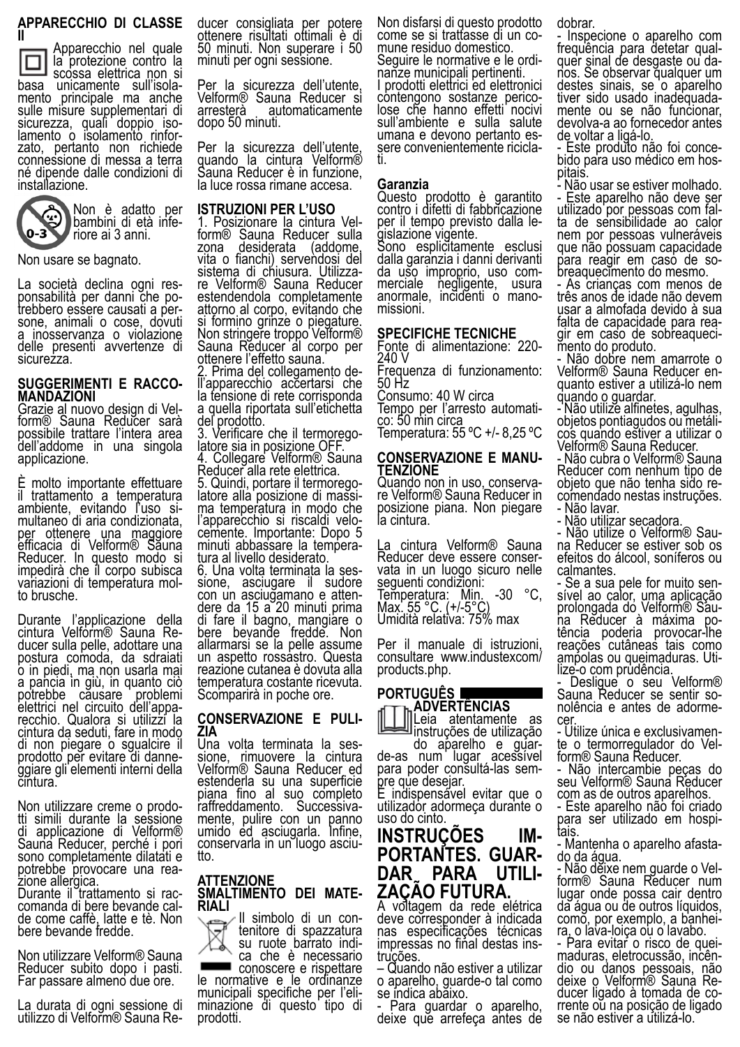## APPARECCHIO DI CLASSE II

Apparecchio nel quale la protezione contro la scossa elettrica non si basa unicamente sull'isolamento principale ma anche sulle misure supplementari di sicurezza, quali doppio isolamento o isolamento rinforzato, pertanto non richiede connessione di messa a terra né dipende dalle condizioni di installazione.

Non è adatto per bambini di età inferiore ai 3 anni.

Non usare se bagnato.

La società declina ogni responsabilità per danni che potrebbero essere causati a persone, animali o cose, dovuti a inosservanza o violazione delle presenti avvertenze di sicurezza.

## SUGGERIMENTI E RACCOMANDAZIONI

Grazie al nuovo design di Velform® Sauna Reducer sarà possibile trattare l'intera area dell'addome in una singola applicazione.

È molto importante effettuare il trattamento a temperatura ambiente, evitando l'uso simultaneo di aria condizionata, per ottenere una maggiore efficacia di Velform® Sauna Reducer. In questo modo si impedirà che il corpo subisca variazioni di temperatura molto brusche.

Durante l'applicazione della cintura Velform® Sauna Reducer sulla pelle, adottare una postura comoda, da sdraiati o in piedi, ma non usarla mai a pancia in giù, in quanto ciò potrebbe causare problemi elettrici nel circuito dell'apparecchio. Qualora si utilizzi la cintura da seduti, fare in modo di non piegare o sgualcire il prodotto per evitare di danneggiare gli elementi interni della cintura.

Non utilizzare creme o prodotti simili durante la sessione di applicazione di Velform® Sauna Reducer, perché i pori sono completamente dilatati e potrebbe provocare una reazione allergica.
Durante il trattamento si raccomanda di bere bevande calde come caffè, latte e tè. Non bere bevande fredde.

Non utilizzare Velform® Sauna Reducer subito dopo i pasti. Far passare almeno due ore.

La durata di ogni sessione di utilizzo di Velform® Sauna Reducer consigliata per potere ottenere risultati ottimali è di 50 minuti. Non superare i 50 minuti per ogni sessione.

Per la sicurezza dell'utente, Velform® Sauna Reducer si arresterà automaticamente dopo 50 minuti.

Per la sicurezza dell'utente, quando la cintura Velform® Sauna Reducer è in funzione, la luce rossa rimane accesa.

## ISTRUZIONI PER L'USO

1. Posizionare la cintura Velform® Sauna Reducer sulla zona desiderata (addome, vita o fianchi) servendosi del sistema di chiusura. Utilizzare Velform® Sauna Reducer estendendola completamente attorno al corpo, evitando che si formino grinze o piegature. Non stringere troppo Velform® Sauna Reducer al corpo per ottenere l'effetto sauna.
2. Prima del collegamento dell'apparecchio accertarsi che la tensione di rete corrisponda a quella riportata sull'etichetta del prodotto.
3. Verificare che il termoregolatore sia in posizione OFF.
4. Collegare Velform® Sauna Reducer alla rete elettrica.
5. Quindi, portare il termoregolatore alla posizione di massima temperatura in modo che l'apparecchio si riscaldi velocemente. Importante: Dopo 5 minuti abbassare la temperatura al livello desiderato.
6. Una volta terminata la sessione, asciugare il sudore con un asciugamano e attendere da 15 a 20 minuti prima di fare il bagno, mangiare o bere bevande fredde. Non allarmarsi se la pelle assume un aspetto rossastro. Questa reazione cutanea è dovuta alla temperatura costante ricevuta. Scomparirà in poche ore.

## CONSERVAZIONE E PULIZIA

Una volta terminata la sessione, rimuovere la cintura Velform® Sauna Reducer ed estenderla su una superficie piana fino al suo completo raffreddamento. Successivamente, pulire con un panno umido ed asciugarla. Infine, conservarla in un luogo asciutto.

## ATTENZIONE SMALTIMENTO DEI MATERIALI

Il simbolo di un contenitore di spazzatura su ruote barrato indica che è necessario conoscere e rispettare le normative e le ordinanze municipali specifiche per l'eliminazione di questo tipo di prodotti.

Non disfarsi di questo prodotto come se si trattasse di un comune residuo domestico.
Seguire le normative e le ordinanze municipali pertinenti.
I prodotti elettrici ed elettronici contengono sostanze pericolose che hanno effetti nocivi sull'ambiente e sulla salute umana e devono pertanto essere convenientemente riciclati.

## Garanzia

Questo prodotto è garantito contro i difetti di fabbricazione per il tempo previsto dalla legislazione vigente.
Sono esplicitamente esclusi dalla garanzia i danni derivanti da uso improprio, uso commerciale negligente, usura anormale, incidenti o manomissioni.

## SPECIFICHE TECNICHE

Fonte di alimentazione: 220-240 V
Frequenza di funzionamento: 50 Hz
Consumo: 40 W circa
Tempo per l'arresto automatico: 50 min circa
Temperatura: 55 ºC +/- 8,25 ºC

## CONSERVAZIONE E MANUTENZIONE

Quando non in uso, conservare Velform® Sauna Reducer in posizione piana. Non piegare la cintura.

La cintura Velform® Sauna Reducer deve essere conservata in un luogo sicuro nelle seguenti condizioni:
Temperatura: Min. -30 °C, Max. 55 °C. (+/-5°C)
Umidità relativa: 75% max

Per il manuale di istruzioni, consultare www.industexcom/products.php.

# PORTUGUÊS

## ADVERTÊNCIAS

Leia atentamente as instruções de utilização do aparelho e guarde-as num lugar acessível para poder consultá-las sempre que desejar.
É indispensável evitar que o utilizador adormeça durante o uso do cinto.

## INSTRUÇÕES IMPORTANTES. GUARDAR PARA UTILIZAÇÃO FUTURA.

A voltagem da rede elétrica deve corresponder à indicada nas especificações técnicas impressas no final destas instruções.
– Quando não estiver a utilizar o aparelho, guarde-o tal como se indica abaixo.
- Para guardar o aparelho, deixe que arrefeça antes de dobrar.
- Inspecione o aparelho com frequência para detetar qualquer sinal de desgaste ou danos. Se observar qualquer um destes sinais, se o aparelho tiver sido usado inadequadamente ou se não funcionar, devolva-a ao fornecedor antes de voltar a ligá-lo.
- Este produto não foi concebido para uso médico em hospitais.
- Não usar se estiver molhado.
- Este aparelho não deve ser utilizado por pessoas com falta de sensibilidade ao calor nem por pessoas vulneráveis que não possuam capacidade para reagir em caso de sobreaquecimento do mesmo.
- As crianças com menos de três anos de idade não devem usar a almofada devido à sua falta de capacidade para reagir em caso de sobreaquecimento do produto.
- Não dobre nem amarrote o Velform® Sauna Reducer enquanto estiver a utilizá-lo nem quando o guardar.
- Não utilize alfinetes, agulhas, objetos pontiagudos ou metálicos quando estiver a utilizar o Velform® Sauna Reducer.
- Não cubra o Velform® Sauna Reducer com nenhum tipo de objeto que não tenha sido recomendado nestas instruções.
- Não lavar.
- Não utilizar secadora.
- Não utilize o Velform® Sauna Reducer se estiver sob os efeitos do álcool, soníferos ou calmantes.
- Se a sua pele for muito sensível ao calor, uma aplicação prolongada do Velform® Sauna Reducer à máxima potência poderia provocar-lhe reações cutâneas tais como ampolas ou queimaduras. Utilize-o com prudência.
- Desligue o seu Velform® Sauna Reducer se sentir sonolência e antes de adormecer.
- Utilize única e exclusivamente o termorregulador do Velform® Sauna Reducer.
- Não intercambie peças do seu Velform® Sauna Reducer com as de outros aparelhos.
- Este aparelho não foi criado para ser utilizado em hospitais.
- Mantenha o aparelho afastado da água.
- Não deixe nem guarde o Velform® Sauna Reducer num lugar onde possa cair dentro da água ou de outros líquidos, como, por exemplo, a banheira, o lava-loiça ou o lavabo.
- Para evitar o risco de queimaduras, eletrocussão, incêndio ou danos pessoais, não deixe o Velform® Sauna Reducer ligado à tomada de corrente ou na posição de ligado se não estiver a utilizá-lo.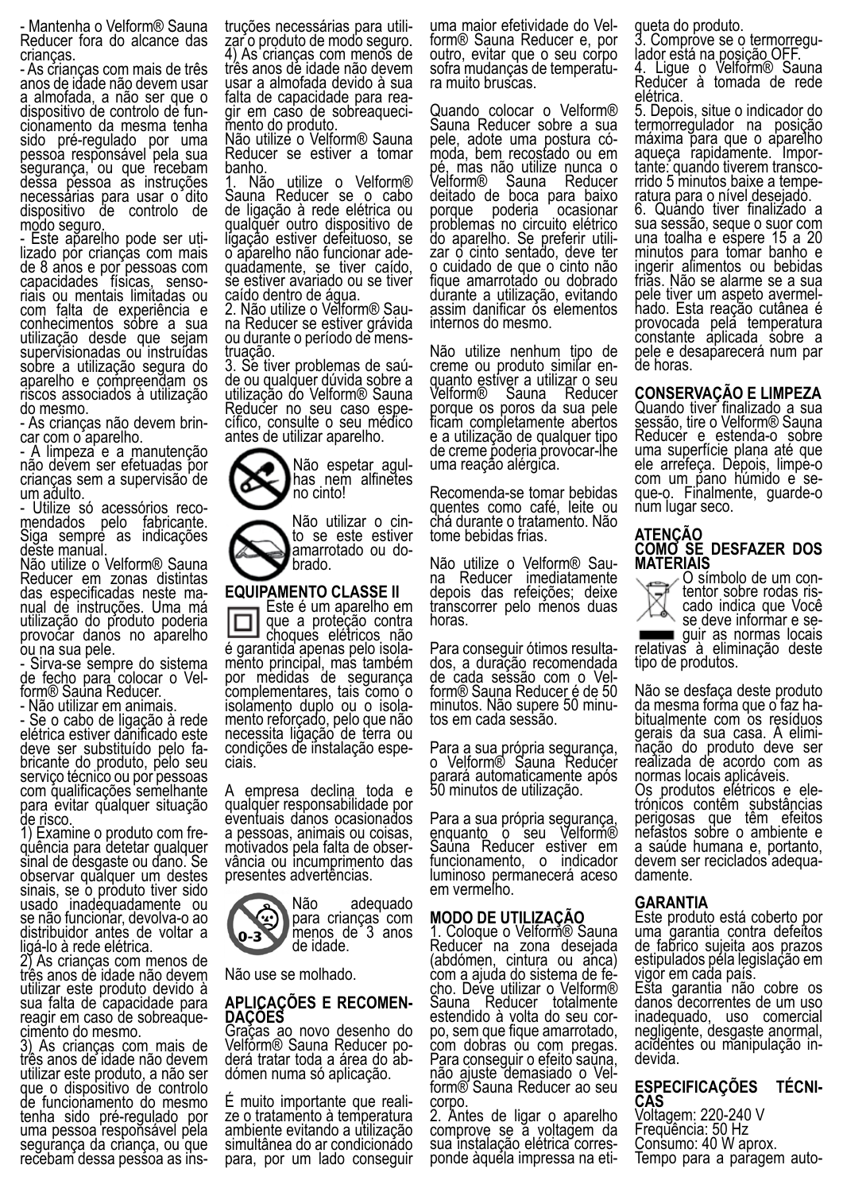- Mantenha o Velform® Sauna Reducer fora do alcance das crianças.

- As crianças com mais de três anos de idade não devem usar a almofada, a não ser que o dispositivo de controlo de funcionamento da mesma tenha sido pré-regulado por uma pessoa responsável pela sua segurança, ou que recebam dessa pessoa as instruções necessárias para usar o dito dispositivo de controlo de modo seguro.

- Este aparelho pode ser utilizado por crianças com mais de 8 anos e por pessoas com capacidades físicas, sensoriais ou mentais limitadas ou com falta de experiência e conhecimentos sobre a sua utilização desde que sejam supervisionadas ou instruídas sobre a utilização segura do aparelho e compreendam os riscos associados à utilização do mesmo.

- As crianças não devem brincar com o aparelho.

- A limpeza e a manutenção não devem ser efetuadas por crianças sem a supervisão de um adulto.

- Utilize só acessórios recomendados pelo fabricante. Siga sempre as indicações deste manual.

Não utilize o Velform® Sauna Reducer em zonas distintas das especificadas neste manual de instruções. Uma má utilização do produto poderia provocar danos no aparelho ou na sua pele.

- Sirva-se sempre do sistema de fecho para colocar o Velform® Sauna Reducer.

- Não utilizar em animais.

- Se o cabo de ligação à rede elétrica estiver danificado este deve ser substituído pelo fabricante do produto, pelo seu serviço técnico ou por pessoas com qualificações semelhante para evitar qualquer situação de risco.

1) Examine o produto com frequência para detetar qualquer sinal de desgaste ou dano. Se observar qualquer um destes sinais, se o produto tiver sido usado inadequadamente ou se não funcionar, devolva-o ao distribuidor antes de voltar a ligá-lo à rede elétrica.

2) As crianças com menos de três anos de idade não devem utilizar este produto devido à sua falta de capacidade para reagir em caso de sobreaquecimento do mesmo.

3) As crianças com mais de três anos de idade não devem utilizar este produto, a não ser que o dispositivo de controlo de funcionamento do mesmo tenha sido pré-regulado por uma pessoa responsável pela segurança da criança, ou que recebam dessa pessoa as instruções necessárias para utilizar o produto de modo seguro.

4) As crianças com menos de três anos de idade não devem usar a almofada devido à sua falta de capacidade para reagir em caso de sobreaquecimento do produto.

Não utilize o Velform® Sauna Reducer se estiver a tomar banho.

1. Não utilize o Velform® Sauna Reducer se o cabo de ligação à rede elétrica ou qualquer outro dispositivo de ligação estiver defeituoso, se o aparelho não funcionar adequadamente, se tiver caído, se estiver avariado ou se tiver caído dentro de água.

2. Não utilize o Velform® Sauna Reducer se estiver grávida ou durante o período de menstruação.

3. Se tiver problemas de saúde ou qualquer dúvida sobre a utilização do Velform® Sauna Reducer no seu caso específico, consulte o seu médico antes de utilizar aparelho.

Não espetar agulhas nem alfinetes no cinto!

Não utilizar o cinto se este estiver amarrotado ou dobrado.

## EQUIPAMENTO CLASSE II

Este é um aparelho em que a proteção contra choques elétricos não é garantida apenas pelo isolamento principal, mas também por medidas de segurança complementares, tais como o isolamento duplo ou o isolamento reforçado, pelo que não necessita ligação de terra ou condições de instalação especiais.

A empresa declina toda e qualquer responsabilidade por eventuais danos ocasionados a pessoas, animais ou coisas, motivados pela falta de observância ou incumprimento das presentes advertências.

Não adequado para crianças com menos de 3 anos de idade.

Não use se molhado.

## APLICAÇÕES E RECOMENDAÇÕES

Graças ao novo desenho do Velform® Sauna Reducer poderá tratar toda a área do abdómen numa só aplicação.

É muito importante que realize o tratamento à temperatura ambiente evitando a utilização simultânea do ar condicionado para, por um lado conseguir uma maior efetividade do Velform® Sauna Reducer e, por outro, evitar que o seu corpo sofra mudanças de temperatura muito bruscas.

Quando colocar o Velform® Sauna Reducer sobre a sua pele, adote uma postura cómoda, bem recostado ou em pé, mas não utilize nunca o Velform® Sauna Reducer deitado de boca para baixo porque poderia ocasionar problemas no circuito elétrico do aparelho. Se preferir utilizar o cinto sentado, deve ter o cuidado de que o cinto não fique amarrotado ou dobrado durante a utilização, evitando assim danificar os elementos internos do mesmo.

Não utilize nenhum tipo de creme ou produto similar enquanto estiver a utilizar o seu Velform® Sauna Reducer porque os poros da sua pele ficam completamente abertos e a utilização de qualquer tipo de creme poderia provocar-lhe uma reação alérgica.

Recomenda-se tomar bebidas quentes como café, leite ou chá durante o tratamento. Não tome bebidas frias.

Não utilize o Velform® Sauna Reducer imediatamente depois das refeições; deixe transcorrer pelo menos duas horas.

Para conseguir ótimos resultados, a duração recomendada de cada sessão com o Velform® Sauna Reducer é de 50 minutos. Não supere 50 minutos em cada sessão.

Para a sua própria segurança, o Velform® Sauna Reducer parará automaticamente após 50 minutos de utilização.

Para a sua própria segurança, enquanto o seu Velform® Sauna Reducer estiver em funcionamento, o indicador luminoso permanecerá aceso em vermelho.

## MODO DE UTILIZAÇÃO

1. Coloque o Velform® Sauna Reducer na zona desejada (abdómen, cintura ou anca) com a ajuda do sistema de fecho. Deve utilizar o Velform® Sauna Reducer totalmente estendido à volta do seu corpo, sem que fique amarrotado, com dobras ou com pregas. Para conseguir o efeito sauna, não ajuste demasiado o Velform® Sauna Reducer ao seu corpo.
2. Antes de ligar o aparelho comprove se a voltagem da sua instalação elétrica corresponde àquela impressa na etiqueta do produto.
3. Comprove se o termorregulador está na posição OFF.
4. Ligue o Velform® Sauna Reducer à tomada de rede elétrica.
5. Depois, situe o indicador do termorregulador na posição máxima para que o aparelho aqueça rapidamente. Importante: quando tiverem transcorrido 5 minutos baixe a temperatura para o nível desejado.
6. Quando tiver finalizado a sua sessão, seque o suor com uma toalha e espere 15 a 20 minutos para tomar banho e ingerir alimentos ou bebidas frias. Não se alarme se a sua pele tiver um aspeto avermelhado. Esta reação cutânea é provocada pela temperatura constante aplicada sobre a pele e desaparecerá num par de horas.

## CONSERVAÇÃO E LIMPEZA

Quando tiver finalizado a sua sessão, tire o Velform® Sauna Reducer e estenda-o sobre uma superfície plana até que ele arrefeça. Depois, limpe-o com um pano húmido e seque-o. Finalmente, guarde-o num lugar seco.

## ATENÇÃO
## COMO SE DESFAZER DOS MATERIAIS

O símbolo de um contentor sobre rodas riscado indica que Você se deve informar e seguir as normas locais relativas à eliminação deste tipo de produtos.

Não se desfaça deste produto da mesma forma que o faz habitualmente com os resíduos gerais da sua casa. A eliminação do produto deve ser realizada de acordo com as normas locais aplicáveis.

Os produtos elétricos e eletrónicos contêm substâncias perigosas que têm efeitos nefastos sobre o ambiente e a saúde humana e, portanto, devem ser reciclados adequadamente.

## GARANTIA

Este produto está coberto por uma garantia contra defeitos de fabrico sujeita aos prazos estipulados pela legislação em vigor em cada país.

Esta garantia não cobre os danos decorrentes de um uso inadequado, uso comercial negligente, desgaste anormal, acidentes ou manipulação indevida.

## ESPECIFICAÇÕES TÉCNICAS

Voltagem: 220-240 V
Frequência: 50 Hz
Consumo: 40 W aprox.
Tempo para a paragem auto-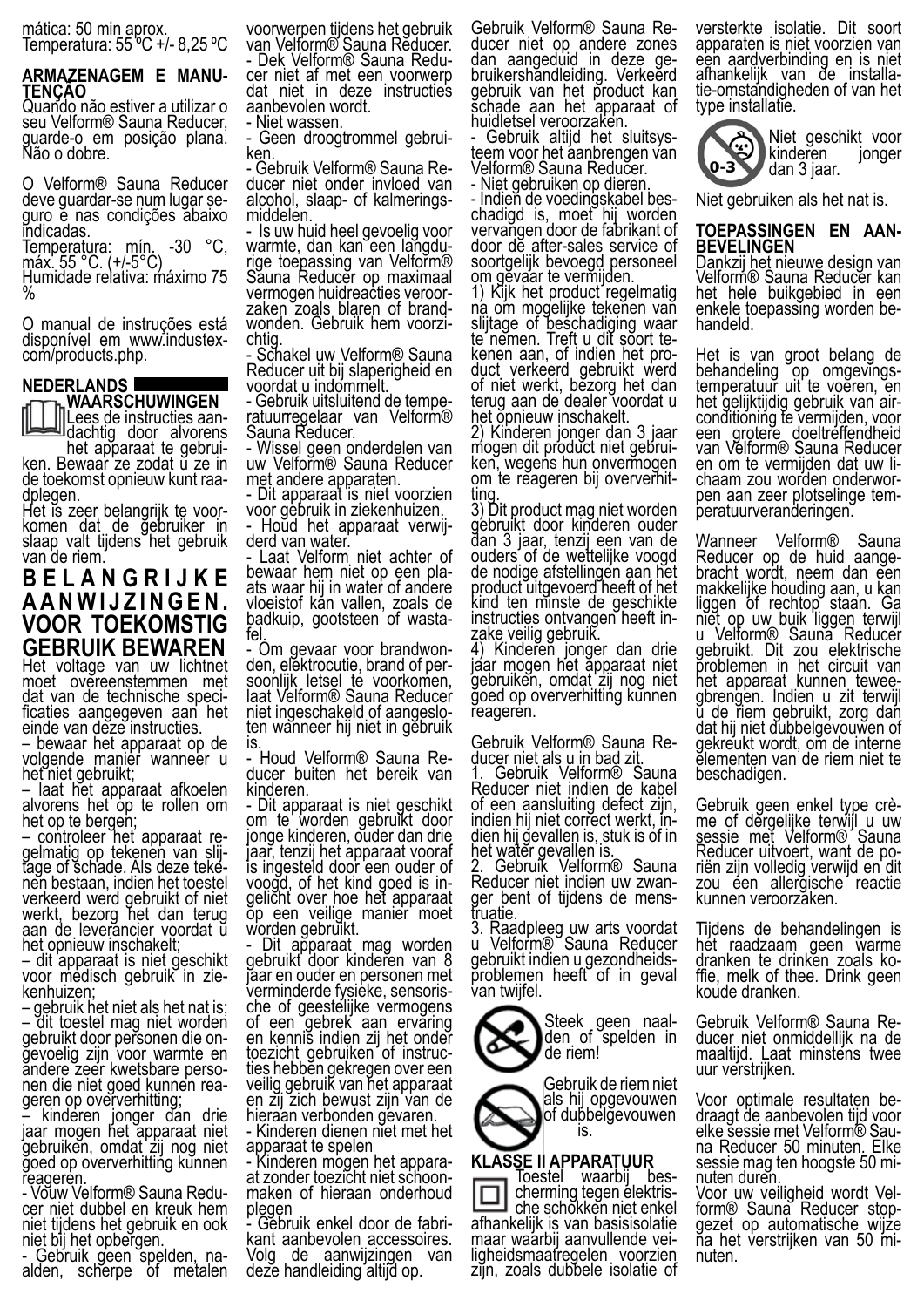mática: 50 min aprox.
Temperatura: 55 ºC +/- 8,25 ºC

**ARMAZENAGEM E MANUTENÇÃO**

Quando não estiver a utilizar o seu Velform® Sauna Reducer, guarde-o em posição plana. Não o dobre.

O Velform® Sauna Reducer deve guardar-se num lugar seguro e nas condições abaixo indicadas.
Temperatura: mín. -30 °C, máx. 55 °C. (+/-5°C)
Humidade relativa: máximo 75 %

O manual de instruções está disponível em www.industex.com/products.php.

## NEDERLANDS

### WAARSCHUWINGEN

Lees de instructies aandachtig door alvorens het apparaat te gebruiken. Bewaar ze zodat u ze in de toekomst opnieuw kunt raadplegen.
Het is zeer belangrijk te voorkomen dat de gebruiker in slaap valt tijdens het gebruik van de riem.

## BELANGRIJKE AANWIJZINGEN. VOOR TOEKOMSTIG GEBRUIK BEWAREN

Het voltage van uw lichtnet moet overeenstemmen met dat van de technische specificaties aangegeven aan het einde van deze instructies.
– bewaar het apparaat op de volgende manier wanneer u het niet gebruikt;
– laat het apparaat afkoelen alvorens het op te rollen om het op te bergen;
– controleer het apparaat regelmatig op tekenen van slijtage of schade. Als deze tekenen bestaan, indien het toestel verkeerd werd gebruikt of niet werkt, bezorg het dan terug aan de leverancier voordat u het opnieuw inschakelt;
– dit apparaat is niet geschikt voor medisch gebruik in ziekenhuizen;
– gebruik het niet als het nat is;
– dit toestel mag niet worden gebruikt door personen die ongevoelig zijn voor warmte en andere zeer kwetsbare personen die niet goed kunnen reageren op oververhitting;
– kinderen jonger dan drie jaar mogen het apparaat niet gebruiken, omdat zij nog niet goed op oververhitting kunnen reageren.
- Vouw Velform® Sauna Reducer niet dubbel en kreuk hem niet tijdens het gebruik en ook niet bij het opbergen.
- Gebruik geen spelden, naalden, scherpe of metalen voorwerpen tijdens het gebruik van Velform® Sauna Reducer.
- Dek Velform® Sauna Reducer niet af met een voorwerp dat niet in deze instructies aanbevolen wordt.
- Niet wassen.
- Geen droogtrommel gebruiken.
- Gebruik Velform® Sauna Reducer niet onder invloed van alcohol, slaap- of kalmeringsmiddelen.
- Is uw huid heel gevoelig voor warmte, dan kan een langdurige toepassing van Velform® Sauna Reducer op maximaal vermogen huidreacties veroorzaken zoals blaren of brandwonden. Gebruik hem voorzichtig.
- Schakel uw Velform® Sauna Reducer uit bij slaperigheid en voordat u indommelt.
- Gebruik uitsluitend de temperatuurregelaar van Velform® Sauna Reducer.
- Wissel geen onderdelen van uw Velform® Sauna Reducer met andere apparaten.
- Dit apparaat is niet voorzien voor gebruik in ziekenhuizen.
- Houd het apparaat verwijderd van water.
- Laat Velform niet achter of bewaar hem niet op een plaats waar hij in water of andere vloeistof kan vallen, zoals de badkuip, gootsteen of wastafel.
- Om gevaar voor brandwonden, elektrocutie, brand of persoonlijk letsel te voorkomen, laat Velform® Sauna Reducer niet ingeschakeld of aangesloten wanneer hij niet in gebruik is.
- Houd Velform® Sauna Reducer buiten het bereik van kinderen.
- Dit apparaat is niet geschikt om te worden gebruikt door jonge kinderen, ouder dan drie jaar, tenzij het apparaat vooraf is ingesteld door een ouder of voogd, of het kind goed is ingelicht over hoe het apparaat op een veilige manier moet worden gebruikt.
- Dit apparaat mag worden gebruikt door kinderen van 8 jaar en ouder en personen met verminderde fysieke, sensorische of geestelijke vermogens of een gebrek aan ervaring en kennis indien zij het onder toezicht gebruiken of instructies hebben gekregen over een veilig gebruik van het apparaat en zij zich bewust zijn van de hieraan verbonden gevaren.
- Kinderen dienen niet met het apparaat te spelen
- Kinderen mogen het apparaat zonder toezicht niet schoonmaken of hieraan onderhoud plegen
- Gebruik enkel door de fabrikant aanbevolen accessoires. Volg de aanwijzingen van deze handleiding altijd op.
Gebruik Velform® Sauna Reducer niet op andere zones dan aangeduid in deze gebruikershandleiding. Verkeerd gebruik van het product kan schade aan het apparaat of huidletsel veroorzaken.
- Gebruik altijd het sluitsysteem voor het aanbrengen van Velform® Sauna Reducer.
- Niet gebruiken op dieren.
- Indien de voedingskabel beschadigd is, moet hij worden vervangen door de fabrikant of door de after-sales service of soortgelijk bevoegd personeel om gevaar te vermijden.
1) Kijk het product regelmatig na om mogelijke tekenen van slijtage of beschadiging waar te nemen. Treft u dit soort tekenen aan, of indien het product verkeerd gebruikt werd of niet werkt, bezorg het dan terug aan de dealer voordat u het opnieuw inschakelt.
2) Kinderen jonger dan 3 jaar mogen dit product niet gebruiken, wegens hun onvermogen om te reageren bij oververhitting.
3) Dit product mag niet worden gebruikt door kinderen ouder dan 3 jaar, tenzij een van de ouders of de wettelijke voogd de nodige afstellingen aan het product uitgevoerd heeft of het kind ten minste de geschikte instructies ontvangen heeft inzake veilig gebruik.
4) Kinderen jonger dan drie jaar mogen het apparaat niet gebruiken, omdat zij nog niet goed op oververhitting kunnen reageren.

Gebruik Velform® Sauna Reducer niet als u in bad zit.
1. Gebruik Velform® Sauna Reducer niet indien de kabel of een aansluiting defect zijn, indien hij niet correct werkt, indien hij gevallen is, stuk is of in het water gevallen is.
2. Gebruik Velform® Sauna Reducer niet indien uw zwanger bent of tijdens de menstruatie.
3. Raadpleeg uw arts voordat u Velform® Sauna Reducer gebruikt indien u gezondheidsproblemen heeft of in geval van twijfel.

Steek geen naalden of spelden in de riem!

Gebruik de riem niet als hij opgevouwen of dubbelgevouwen is.

**KLASSE II APPARATUUR**

Toestel waarbij bescherming tegen elektrische schokken niet enkel afhankelijk is van basisisolatie maar waarbij aanvullende veiligheidsmaatregelen voorzien zijn, zoals dubbele isolatie of versterkte isolatie. Dit soort apparaten is niet voorzien van een aardverbinding en is niet afhankelijk van de installatie-omstandigheden of van het type installatie.

Niet geschikt voor kinderen jonger dan 3 jaar.

Niet gebruiken als het nat is.

**TOEPASSINGEN EN AANBEVELINGEN**

Dankzij het nieuwe design van Velform® Sauna Reducer kan het hele buikgebied in een enkele toepassing worden behandeld.

Het is van groot belang de behandeling op omgevingstemperatuur uit te voeren, en het gelijktijdig gebruik van airconditioning te vermijden, voor een grotere doeltreffendheid van Velform® Sauna Reducer en om te vermijden dat uw lichaam zou worden onderworpen aan zeer plotselinge temperatuurveranderingen.

Wanneer Velform® Sauna Reducer op de huid aangebracht wordt, neem dan een makkelijke houding aan, u kan liggen of rechtop staan. Ga niet op uw buik liggen terwijl u Velform® Sauna Reducer gebruikt. Dit zou elektrische problemen in het circuit van het apparaat kunnen teweegbrengen. Indien u zit terwijl u de riem gebruikt, zorg dan dat hij niet dubbelgevouwen of gekreukt wordt, om de interne elementen van de riem niet te beschadigen.

Gebruik geen enkel type crème of dergelijke terwijl u uw sessie met Velform® Sauna Reducer uitvoert, want de poriën zijn volledig verwijd en dit zou een allergische reactie kunnen veroorzaken.

Tijdens de behandelingen is het raadzaam geen warme dranken te drinken zoals koffie, melk of thee. Drink geen koude dranken.

Gebruik Velform® Sauna Reducer niet onmiddellijk na de maaltijd. Laat minstens twee uur verstrijken.

Voor optimale resultaten bedraagt de aanbevolen tijd voor elke sessie met Velform® Sauna Reducer 50 minuten. Elke sessie mag ten hoogste 50 minuten duren.
Voor uw veiligheid wordt Velform® Sauna Reducer stopgezet op automatische wijze na het verstrijken van 50 minuten.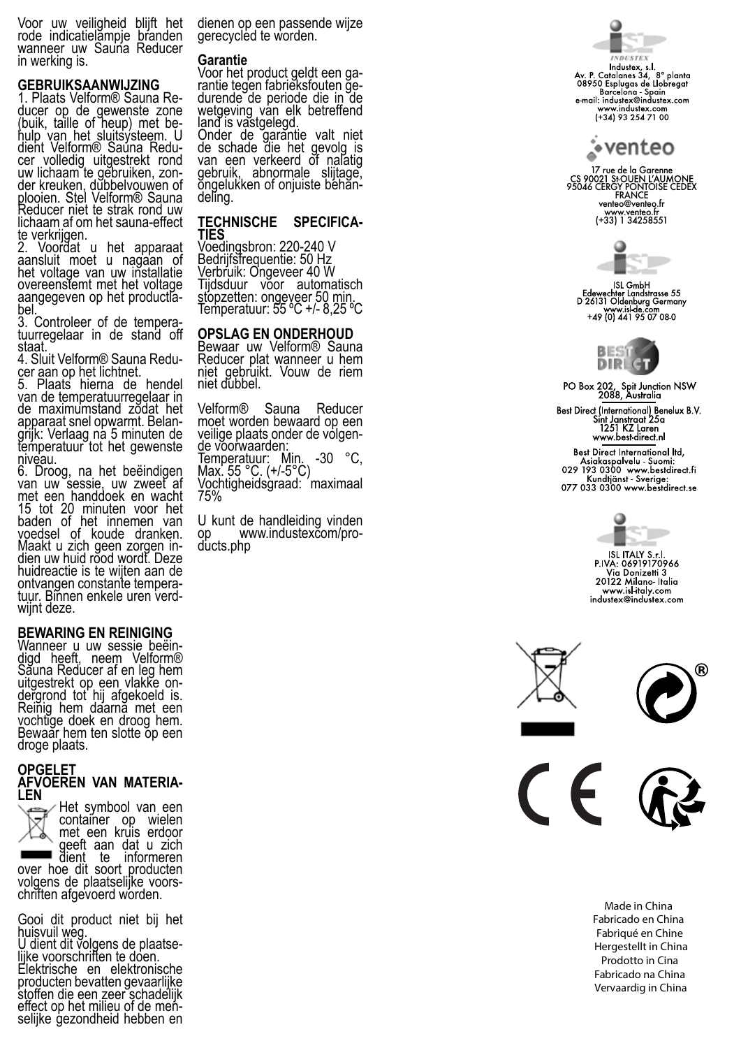Voor uw veiligheid blijft het rode indicatielampje branden wanneer uw Sauna Reducer in werking is.

## GEBRUIKSAANWIJZING

1. Plaats Velform® Sauna Reducer op de gewenste zone (buik, taille of heup) met behulp van het sluitsysteem. U dient Velform® Sauna Reducer volledig uitgestrekt rond uw lichaam te gebruiken, zonder kreuken, dubbelvouwen of plooien. Stel Velform® Sauna Reducer niet te strak rond uw lichaam af om het sauna-effect te verkrijgen.
2. Voordat u het apparaat aansluit moet u nagaan of het voltage van uw installatie overeenstemt met het voltage aangegeven op het productlabel.
3. Controleer of de temperatuurregelaar in de stand off staat.
4. Sluit Velform® Sauna Reducer aan op het lichtnet.
5. Plaats hierna de hendel van de temperatuurregelaar in de maximumstand zodat het apparaat snel opwarmt. Belangrijk: Verlaag na 5 minuten de temperatuur tot het gewenste niveau.
6. Droog, na het beëindigen van uw sessie, uw zweet af met een handdoek en wacht 15 tot 20 minuten voor het baden of het innemen van voedsel of koude dranken. Maakt u zich geen zorgen indien uw huid rood wordt. Deze huidreactie is te wijten aan de ontvangen constante temperatuur. Binnen enkele uren verdwijnt deze.

## BEWARING EN REINIGING

Wanneer u uw sessie beëindigd heeft, neem Velform® Sauna Reducer af en leg hem uitgestrekt op een vlakke ondergrond tot hij afgekoeld is. Reinig hem daarna met een vochtige doek en droog hem. Bewaar hem ten slotte op een droge plaats.

## OPGELET
## AFVOEREN VAN MATERIALEN

Het symbool van een container op wielen met een kruis erdoor geeft aan dat u zich dient te informeren over hoe dit soort producten volgens de plaatselijke voorschriften afgevoerd worden.

Gooi dit product niet bij het huisvuil weg.
U dient dit volgens de plaatselijke voorschriften te doen.
Elektrische en elektronische producten bevatten gevaarlijke stoffen die een zeer schadelijk effect op het milieu of de menselijke gezondheid hebben en dienen op een passende wijze gerecycled te worden.

## Garantie

Voor het product geldt een garantie tegen fabrieksfouten gedurende de periode die in de wetgeving van elk betreffend land is vastgelegd.
Onder de garantie valt niet de schade die het gevolg is van een verkeerd of nalatig gebruik, abnormale slijtage, ongelukken of onjuiste behandeling.

## TECHNISCHE SPECIFICATIES

Voedingsbron: 220-240 V
Bedrijfsfrequentie: 50 Hz
Verbruik: Ongeveer 40 W
Tijdsduur voor automatisch stopzetten: ongeveer 50 min.
Temperatuur: 55 ºC +/- 8,25 ºC

## OPSLAG EN ONDERHOUD

Bewaar uw Velform® Sauna Reducer plat wanneer u hem niet gebruikt. Vouw de riem niet dubbel.

Velform® Sauna Reducer moet worden bewaard op een veilige plaats onder de volgende voorwaarden:
Temperatuur: Min. -30 °C, Max. 55 °C. (+/-5°C)
Vochtigheidsgraad: maximaal 75%

U kunt de handleiding vinden op www.industexcom/products.php

INDUSTEX
Industex, s.l.
Av. P. Catalanes 34, 8º planta
08950 Esplugas de Llobregat
Barcelona - Spain
e-mail: industex@industex.com
www.industex.com
(+34) 93 254 71 00

venteo
17 rue de la Garenne
CS 90021 St-OUEN L'AUMONE
95046 CERGY PONTOISE CEDEX
FRANCE
venteo@venteo.fr
www.venteo.fr
(+33) 1 34258551

ISL GmbH
Edewechter Landstrasse 55
D 26131 Oldenburg Germany
www.isl-de.com
+49 (0) 441 95 07 08-0

BEST DIRECT
PO Box 202, Spit Junction NSW 2088, Australia

Best Direct (International) Benelux B.V.
Sint Janstraat 25a
1251 KZ Laren
www.best-direct.nl

Best Direct International ltd,
Asiakaspalvelu - Suomi:
029 193 0300 www.bestdirect.fi
Kundtjänst - Sverige:
077 033 0300 www.bestdirect.se

ISL ITALY S.r.l.
P.IVA: 06919170966
Via Donizetti 3
20122 Milano- Italia
www.isl-italy.com
industex@industex.com

Made in China
Fabricado en China
Fabriqué en Chine
Hergestellt in China
Prodotto in Cina
Fabricado na China
Vervaardig in China